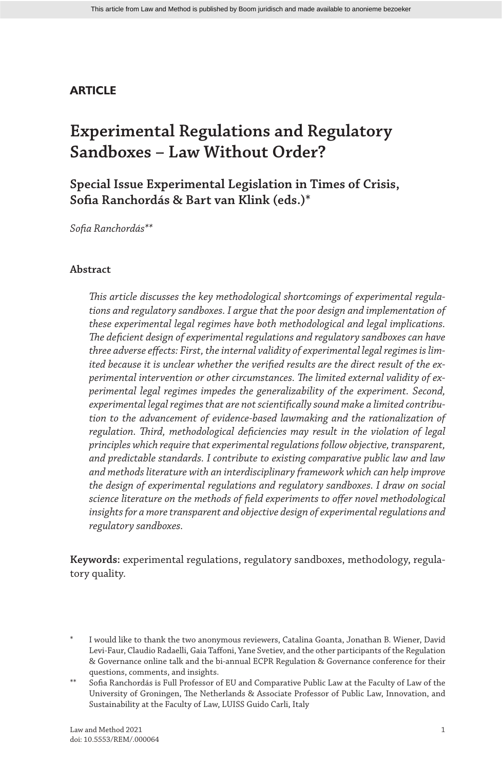**ARTICLE**

# Experimental Regulations and Regulatory Sandboxes – Law Without Order?

## Special Issue Experimental Legislation in Times of Crisis, Sofia Ranchordás & Bart van Klink (eds.)*

*Sofia Ranchordás***

### Abstract

*This article discusses the key methodological shortcomings of experimental regulations and regulatory sandboxes. I argue that the poor design and implementation of these experimental legal regimes have both methodological and legal implications. The deficient design of experimental regulations and regulatory sandboxes can have three adverse effects: First, the internal validity of experimental legal regimes is limited because it is unclear whether the verified results are the direct result of the experimental intervention or other circumstances. The limited external validity of experimental legal regimes impedes the generalizability of the experiment. Second, experimental legal regimes that are not scientifically sound make a limited contribution to the advancement of evidence-based lawmaking and the rationalization of regulation. Third, methodological deficiencies may result in the violation of legal principles which require that experimental regulations follow objective, transparent, and predictable standards. I contribute to existing comparative public law and law and methods literature with an interdisciplinary framework which can help improve the design of experimental regulations and regulatory sandboxes. I draw on social science literature on the methods of field experiments to offer novel methodological insights for a more transparent and objective design of experimental regulations and regulatory sandboxes.*

**Keywords:** experimental regulations, regulatory sandboxes, methodology, regulatory quality.

---

\* I would like to thank the two anonymous reviewers, Catalina Goanta, Jonathan B. Wiener, David Levi-Faur, Claudio Radaelli, Gaia Taffoni, Yane Svetiev, and the other participants of the Regulation & Governance online talk and the bi-annual ECPR Regulation & Governance conference for their questions, comments, and insights.

\** Sofia Ranchordás is Full Professor of EU and Comparative Public Law at the Faculty of Law of the University of Groningen, The Netherlands & Associate Professor of Public Law, Innovation, and Sustainability at the Faculty of Law, LUISS Guido Carli, Italy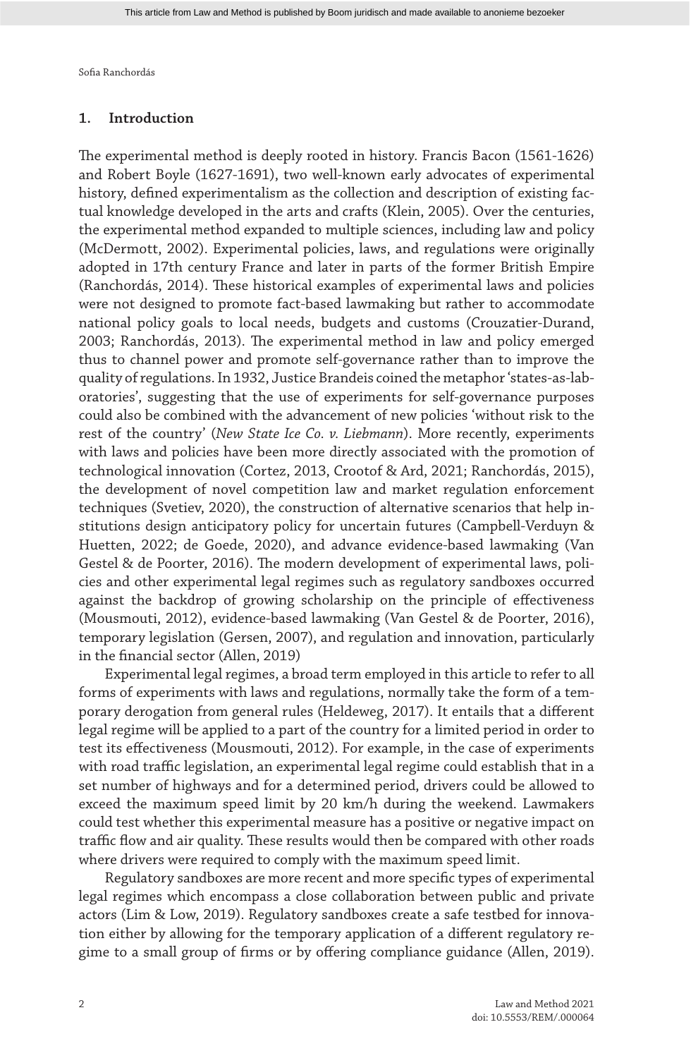## 1. Introduction

The experimental method is deeply rooted in history. Francis Bacon (1561-1626) and Robert Boyle (1627-1691), two well-known early advocates of experimental history, defined experimentalism as the collection and description of existing factual knowledge developed in the arts and crafts (Klein, 2005). Over the centuries, the experimental method expanded to multiple sciences, including law and policy (McDermott, 2002). Experimental policies, laws, and regulations were originally adopted in 17th century France and later in parts of the former British Empire (Ranchordás, 2014). These historical examples of experimental laws and policies were not designed to promote fact-based lawmaking but rather to accommodate national policy goals to local needs, budgets and customs (Crouzatier-Durand, 2003; Ranchordás, 2013). The experimental method in law and policy emerged thus to channel power and promote self-governance rather than to improve the quality of regulations. In 1932, Justice Brandeis coined the metaphor 'states-as-laboratories', suggesting that the use of experiments for self-governance purposes could also be combined with the advancement of new policies 'without risk to the rest of the country' (*New State Ice Co. v. Liebmann*). More recently, experiments with laws and policies have been more directly associated with the promotion of technological innovation (Cortez, 2013, Crootof & Ard, 2021; Ranchordás, 2015), the development of novel competition law and market regulation enforcement techniques (Svetiev, 2020), the construction of alternative scenarios that help institutions design anticipatory policy for uncertain futures (Campbell-Verduyn & Huetten, 2022; de Goede, 2020), and advance evidence-based lawmaking (Van Gestel & de Poorter, 2016). The modern development of experimental laws, policies and other experimental legal regimes such as regulatory sandboxes occurred against the backdrop of growing scholarship on the principle of effectiveness (Mousmouti, 2012), evidence-based lawmaking (Van Gestel & de Poorter, 2016), temporary legislation (Gersen, 2007), and regulation and innovation, particularly in the financial sector (Allen, 2019)

Experimental legal regimes, a broad term employed in this article to refer to all forms of experiments with laws and regulations, normally take the form of a temporary derogation from general rules (Heldeweg, 2017). It entails that a different legal regime will be applied to a part of the country for a limited period in order to test its effectiveness (Mousmouti, 2012). For example, in the case of experiments with road traffic legislation, an experimental legal regime could establish that in a set number of highways and for a determined period, drivers could be allowed to exceed the maximum speed limit by 20 km/h during the weekend. Lawmakers could test whether this experimental measure has a positive or negative impact on traffic flow and air quality. These results would then be compared with other roads where drivers were required to comply with the maximum speed limit.

Regulatory sandboxes are more recent and more specific types of experimental legal regimes which encompass a close collaboration between public and private actors (Lim & Low, 2019). Regulatory sandboxes create a safe testbed for innovation either by allowing for the temporary application of a different regulatory regime to a small group of firms or by offering compliance guidance (Allen, 2019).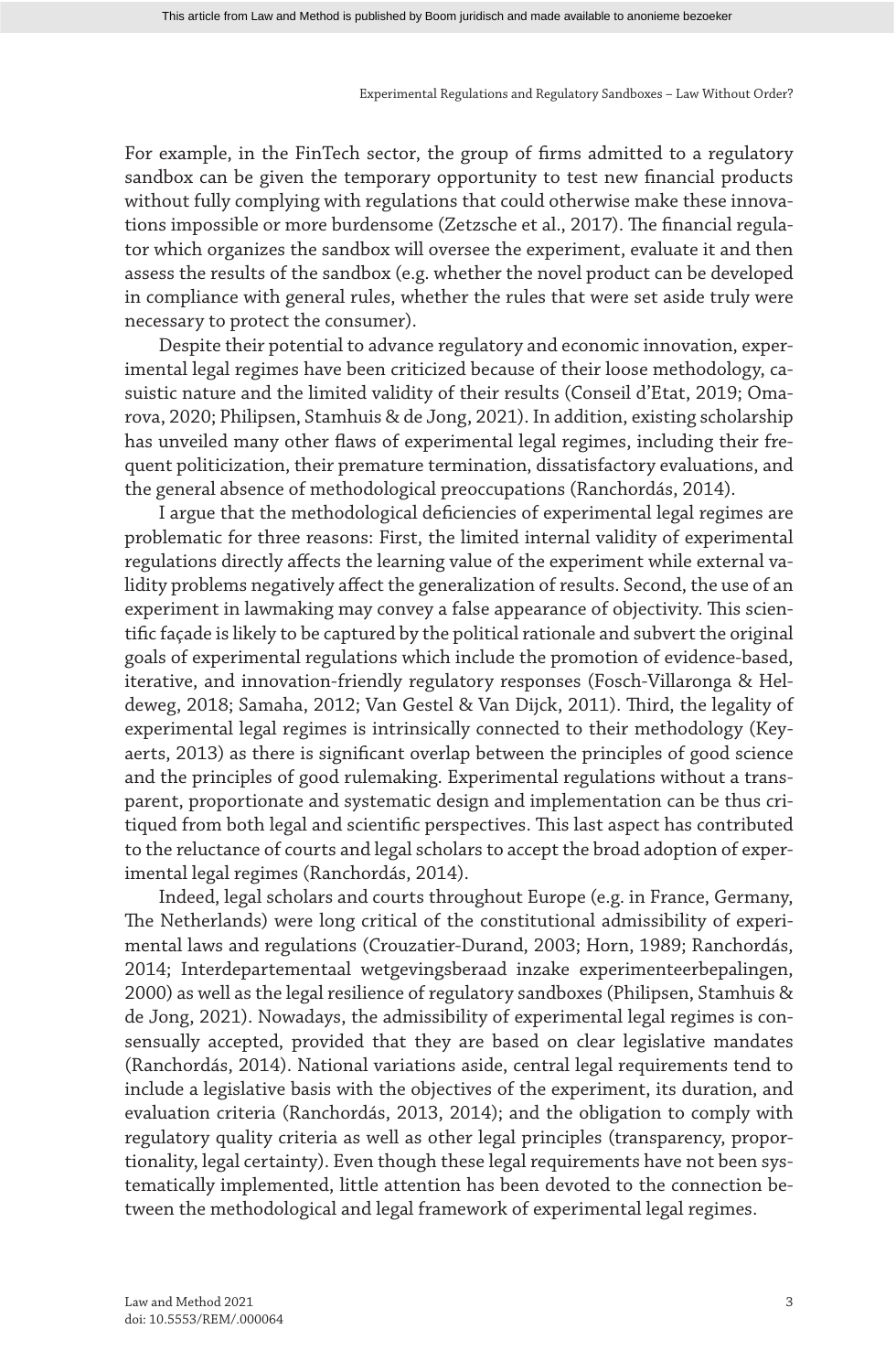For example, in the FinTech sector, the group of firms admitted to a regulatory sandbox can be given the temporary opportunity to test new financial products without fully complying with regulations that could otherwise make these innovations impossible or more burdensome (Zetzsche et al., 2017). The financial regulator which organizes the sandbox will oversee the experiment, evaluate it and then assess the results of the sandbox (e.g. whether the novel product can be developed in compliance with general rules, whether the rules that were set aside truly were necessary to protect the consumer).

Despite their potential to advance regulatory and economic innovation, experimental legal regimes have been criticized because of their loose methodology, casuistic nature and the limited validity of their results (Conseil d'Etat, 2019; Omarova, 2020; Philipsen, Stamhuis & de Jong, 2021). In addition, existing scholarship has unveiled many other flaws of experimental legal regimes, including their frequent politicization, their premature termination, dissatisfactory evaluations, and the general absence of methodological preoccupations (Ranchordás, 2014).

I argue that the methodological deficiencies of experimental legal regimes are problematic for three reasons: First, the limited internal validity of experimental regulations directly affects the learning value of the experiment while external validity problems negatively affect the generalization of results. Second, the use of an experiment in lawmaking may convey a false appearance of objectivity. This scientific façade is likely to be captured by the political rationale and subvert the original goals of experimental regulations which include the promotion of evidence-based, iterative, and innovation-friendly regulatory responses (Fosch-Villaronga & Heldeweg, 2018; Samaha, 2012; Van Gestel & Van Dijck, 2011). Third, the legality of experimental legal regimes is intrinsically connected to their methodology (Keyaerts, 2013) as there is significant overlap between the principles of good science and the principles of good rulemaking. Experimental regulations without a transparent, proportionate and systematic design and implementation can be thus critiqued from both legal and scientific perspectives. This last aspect has contributed to the reluctance of courts and legal scholars to accept the broad adoption of experimental legal regimes (Ranchordás, 2014).

Indeed, legal scholars and courts throughout Europe (e.g. in France, Germany, The Netherlands) were long critical of the constitutional admissibility of experimental laws and regulations (Crouzatier-Durand, 2003; Horn, 1989; Ranchordás, 2014; Interdepartementaal wetgevingsberaad inzake experimenteerbepalingen, 2000) as well as the legal resilience of regulatory sandboxes (Philipsen, Stamhuis & de Jong, 2021). Nowadays, the admissibility of experimental legal regimes is consensually accepted, provided that they are based on clear legislative mandates (Ranchordás, 2014). National variations aside, central legal requirements tend to include a legislative basis with the objectives of the experiment, its duration, and evaluation criteria (Ranchordás, 2013, 2014); and the obligation to comply with regulatory quality criteria as well as other legal principles (transparency, proportionality, legal certainty). Even though these legal requirements have not been systematically implemented, little attention has been devoted to the connection between the methodological and legal framework of experimental legal regimes.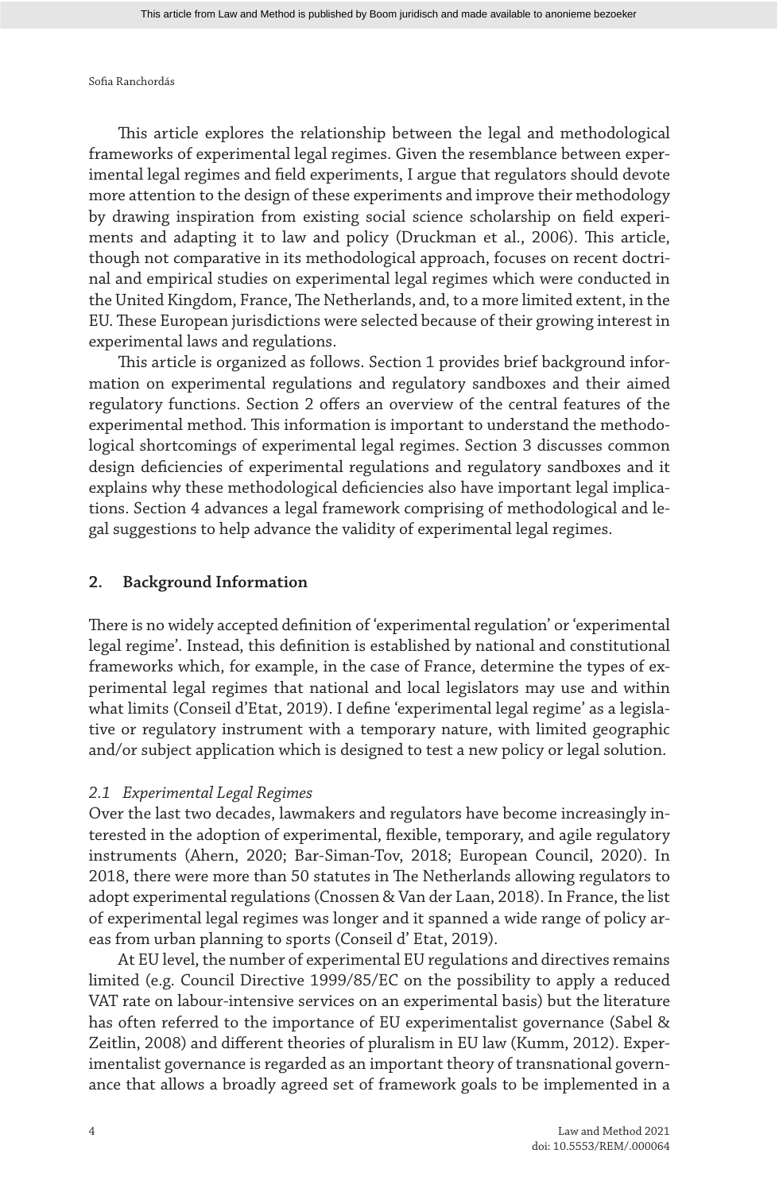This article explores the relationship between the legal and methodological frameworks of experimental legal regimes. Given the resemblance between experimental legal regimes and field experiments, I argue that regulators should devote more attention to the design of these experiments and improve their methodology by drawing inspiration from existing social science scholarship on field experiments and adapting it to law and policy (Druckman et al., 2006). This article, though not comparative in its methodological approach, focuses on recent doctrinal and empirical studies on experimental legal regimes which were conducted in the United Kingdom, France, The Netherlands, and, to a more limited extent, in the EU. These European jurisdictions were selected because of their growing interest in experimental laws and regulations.

This article is organized as follows. Section 1 provides brief background information on experimental regulations and regulatory sandboxes and their aimed regulatory functions. Section 2 offers an overview of the central features of the experimental method. This information is important to understand the methodological shortcomings of experimental legal regimes. Section 3 discusses common design deficiencies of experimental regulations and regulatory sandboxes and it explains why these methodological deficiencies also have important legal implications. Section 4 advances a legal framework comprising of methodological and legal suggestions to help advance the validity of experimental legal regimes.

## 2. Background Information

There is no widely accepted definition of 'experimental regulation' or 'experimental legal regime'. Instead, this definition is established by national and constitutional frameworks which, for example, in the case of France, determine the types of experimental legal regimes that national and local legislators may use and within what limits (Conseil d'Etat, 2019). I define 'experimental legal regime' as a legislative or regulatory instrument with a temporary nature, with limited geographic and/or subject application which is designed to test a new policy or legal solution.

### *2.1 Experimental Legal Regimes*

Over the last two decades, lawmakers and regulators have become increasingly interested in the adoption of experimental, flexible, temporary, and agile regulatory instruments (Ahern, 2020; Bar-Siman-Tov, 2018; European Council, 2020). In 2018, there were more than 50 statutes in The Netherlands allowing regulators to adopt experimental regulations (Cnossen & Van der Laan, 2018). In France, the list of experimental legal regimes was longer and it spanned a wide range of policy areas from urban planning to sports (Conseil d' Etat, 2019).

At EU level, the number of experimental EU regulations and directives remains limited (e.g. Council Directive 1999/85/EC on the possibility to apply a reduced VAT rate on labour-intensive services on an experimental basis) but the literature has often referred to the importance of EU experimentalist governance (Sabel & Zeitlin, 2008) and different theories of pluralism in EU law (Kumm, 2012). Experimentalist governance is regarded as an important theory of transnational governance that allows a broadly agreed set of framework goals to be implemented in a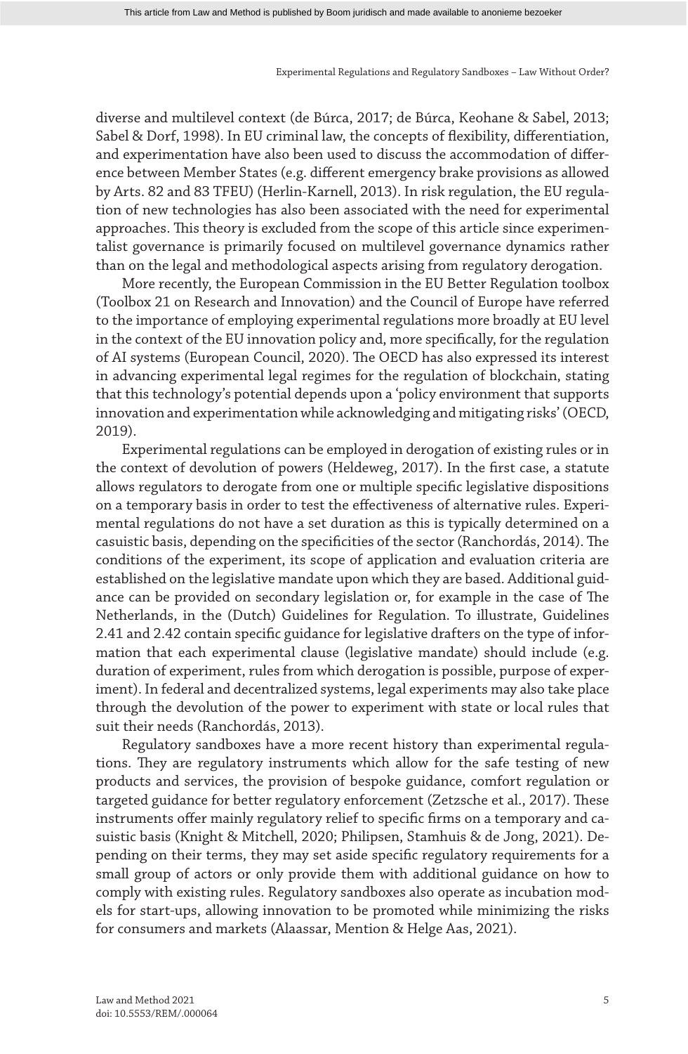diverse and multilevel context (de Búrca, 2017; de Búrca, Keohane & Sabel, 2013; Sabel & Dorf, 1998). In EU criminal law, the concepts of flexibility, differentiation, and experimentation have also been used to discuss the accommodation of difference between Member States (e.g. different emergency brake provisions as allowed by Arts. 82 and 83 TFEU) (Herlin-Karnell, 2013). In risk regulation, the EU regulation of new technologies has also been associated with the need for experimental approaches. This theory is excluded from the scope of this article since experimentalist governance is primarily focused on multilevel governance dynamics rather than on the legal and methodological aspects arising from regulatory derogation.

More recently, the European Commission in the EU Better Regulation toolbox (Toolbox 21 on Research and Innovation) and the Council of Europe have referred to the importance of employing experimental regulations more broadly at EU level in the context of the EU innovation policy and, more specifically, for the regulation of AI systems (European Council, 2020). The OECD has also expressed its interest in advancing experimental legal regimes for the regulation of blockchain, stating that this technology's potential depends upon a 'policy environment that supports innovation and experimentation while acknowledging and mitigating risks' (OECD, 2019).

Experimental regulations can be employed in derogation of existing rules or in the context of devolution of powers (Heldeweg, 2017). In the first case, a statute allows regulators to derogate from one or multiple specific legislative dispositions on a temporary basis in order to test the effectiveness of alternative rules. Experimental regulations do not have a set duration as this is typically determined on a casuistic basis, depending on the specificities of the sector (Ranchordás, 2014). The conditions of the experiment, its scope of application and evaluation criteria are established on the legislative mandate upon which they are based. Additional guidance can be provided on secondary legislation or, for example in the case of The Netherlands, in the (Dutch) Guidelines for Regulation. To illustrate, Guidelines 2.41 and 2.42 contain specific guidance for legislative drafters on the type of information that each experimental clause (legislative mandate) should include (e.g. duration of experiment, rules from which derogation is possible, purpose of experiment). In federal and decentralized systems, legal experiments may also take place through the devolution of the power to experiment with state or local rules that suit their needs (Ranchordás, 2013).

Regulatory sandboxes have a more recent history than experimental regulations. They are regulatory instruments which allow for the safe testing of new products and services, the provision of bespoke guidance, comfort regulation or targeted guidance for better regulatory enforcement (Zetzsche et al., 2017). These instruments offer mainly regulatory relief to specific firms on a temporary and casuistic basis (Knight & Mitchell, 2020; Philipsen, Stamhuis & de Jong, 2021). Depending on their terms, they may set aside specific regulatory requirements for a small group of actors or only provide them with additional guidance on how to comply with existing rules. Regulatory sandboxes also operate as incubation models for start-ups, allowing innovation to be promoted while minimizing the risks for consumers and markets (Alaassar, Mention & Helge Aas, 2021).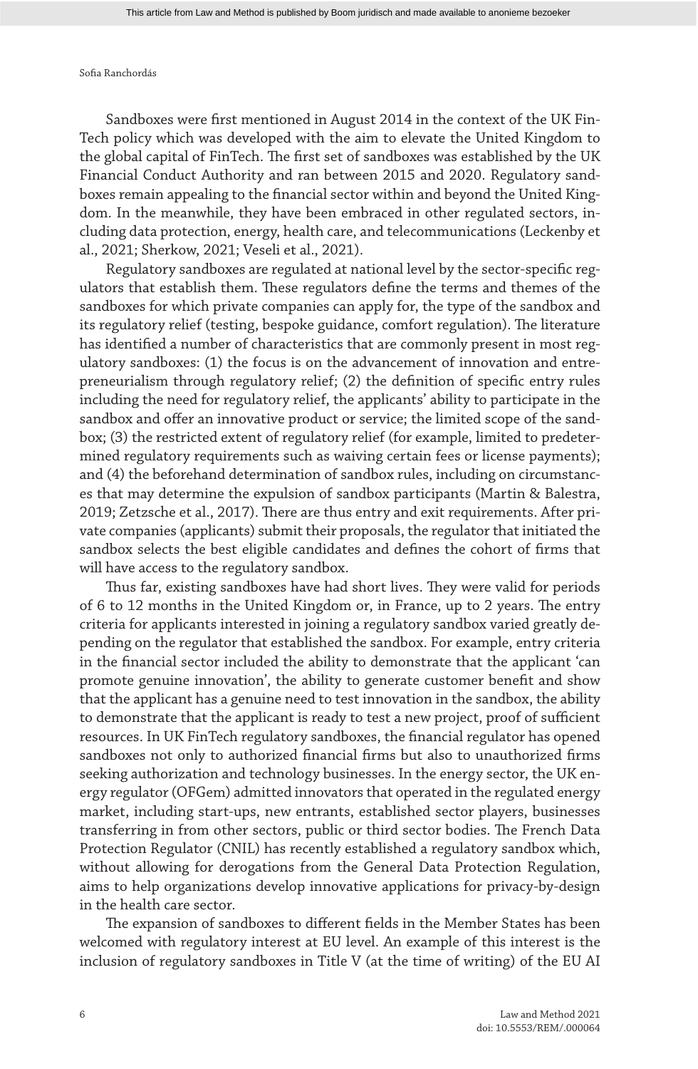Sandboxes were first mentioned in August 2014 in the context of the UK FinTech policy which was developed with the aim to elevate the United Kingdom to the global capital of FinTech. The first set of sandboxes was established by the UK Financial Conduct Authority and ran between 2015 and 2020. Regulatory sandboxes remain appealing to the financial sector within and beyond the United Kingdom. In the meanwhile, they have been embraced in other regulated sectors, including data protection, energy, health care, and telecommunications (Leckenby et al., 2021; Sherkow, 2021; Veseli et al., 2021).

Regulatory sandboxes are regulated at national level by the sector-specific regulators that establish them. These regulators define the terms and themes of the sandboxes for which private companies can apply for, the type of the sandbox and its regulatory relief (testing, bespoke guidance, comfort regulation). The literature has identified a number of characteristics that are commonly present in most regulatory sandboxes: (1) the focus is on the advancement of innovation and entrepreneurialism through regulatory relief; (2) the definition of specific entry rules including the need for regulatory relief, the applicants' ability to participate in the sandbox and offer an innovative product or service; the limited scope of the sandbox; (3) the restricted extent of regulatory relief (for example, limited to predetermined regulatory requirements such as waiving certain fees or license payments); and (4) the beforehand determination of sandbox rules, including on circumstances that may determine the expulsion of sandbox participants (Martin & Balestra, 2019; Zetzsche et al., 2017). There are thus entry and exit requirements. After private companies (applicants) submit their proposals, the regulator that initiated the sandbox selects the best eligible candidates and defines the cohort of firms that will have access to the regulatory sandbox.

Thus far, existing sandboxes have had short lives. They were valid for periods of 6 to 12 months in the United Kingdom or, in France, up to 2 years. The entry criteria for applicants interested in joining a regulatory sandbox varied greatly depending on the regulator that established the sandbox. For example, entry criteria in the financial sector included the ability to demonstrate that the applicant 'can promote genuine innovation', the ability to generate customer benefit and show that the applicant has a genuine need to test innovation in the sandbox, the ability to demonstrate that the applicant is ready to test a new project, proof of sufficient resources. In UK FinTech regulatory sandboxes, the financial regulator has opened sandboxes not only to authorized financial firms but also to unauthorized firms seeking authorization and technology businesses. In the energy sector, the UK energy regulator (OFGem) admitted innovators that operated in the regulated energy market, including start-ups, new entrants, established sector players, businesses transferring in from other sectors, public or third sector bodies. The French Data Protection Regulator (CNIL) has recently established a regulatory sandbox which, without allowing for derogations from the General Data Protection Regulation, aims to help organizations develop innovative applications for privacy-by-design in the health care sector.

The expansion of sandboxes to different fields in the Member States has been welcomed with regulatory interest at EU level. An example of this interest is the inclusion of regulatory sandboxes in Title V (at the time of writing) of the EU AI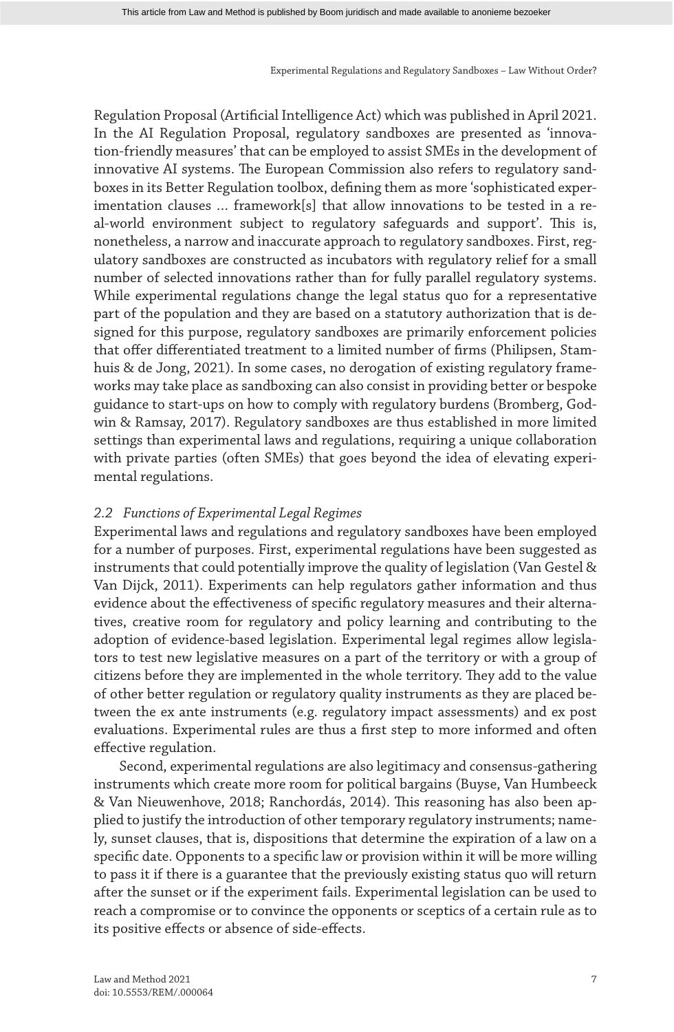Regulation Proposal (Artificial Intelligence Act) which was published in April 2021. In the AI Regulation Proposal, regulatory sandboxes are presented as 'innovation-friendly measures' that can be employed to assist SMEs in the development of innovative AI systems. The European Commission also refers to regulatory sandboxes in its Better Regulation toolbox, defining them as more 'sophisticated experimentation clauses … framework[s] that allow innovations to be tested in a real-world environment subject to regulatory safeguards and support'. This is, nonetheless, a narrow and inaccurate approach to regulatory sandboxes. First, regulatory sandboxes are constructed as incubators with regulatory relief for a small number of selected innovations rather than for fully parallel regulatory systems. While experimental regulations change the legal status quo for a representative part of the population and they are based on a statutory authorization that is designed for this purpose, regulatory sandboxes are primarily enforcement policies that offer differentiated treatment to a limited number of firms (Philipsen, Stamhuis & de Jong, 2021). In some cases, no derogation of existing regulatory frameworks may take place as sandboxing can also consist in providing better or bespoke guidance to start-ups on how to comply with regulatory burdens (Bromberg, Godwin & Ramsay, 2017). Regulatory sandboxes are thus established in more limited settings than experimental laws and regulations, requiring a unique collaboration with private parties (often SMEs) that goes beyond the idea of elevating experimental regulations.

### *2.2 Functions of Experimental Legal Regimes*

Experimental laws and regulations and regulatory sandboxes have been employed for a number of purposes. First, experimental regulations have been suggested as instruments that could potentially improve the quality of legislation (Van Gestel & Van Dijck, 2011). Experiments can help regulators gather information and thus evidence about the effectiveness of specific regulatory measures and their alternatives, creative room for regulatory and policy learning and contributing to the adoption of evidence-based legislation. Experimental legal regimes allow legislators to test new legislative measures on a part of the territory or with a group of citizens before they are implemented in the whole territory. They add to the value of other better regulation or regulatory quality instruments as they are placed between the ex ante instruments (e.g. regulatory impact assessments) and ex post evaluations. Experimental rules are thus a first step to more informed and often effective regulation.

Second, experimental regulations are also legitimacy and consensus-gathering instruments which create more room for political bargains (Buyse, Van Humbeeck & Van Nieuwenhove, 2018; Ranchordás, 2014). This reasoning has also been applied to justify the introduction of other temporary regulatory instruments; namely, sunset clauses, that is, dispositions that determine the expiration of a law on a specific date. Opponents to a specific law or provision within it will be more willing to pass it if there is a guarantee that the previously existing status quo will return after the sunset or if the experiment fails. Experimental legislation can be used to reach a compromise or to convince the opponents or sceptics of a certain rule as to its positive effects or absence of side-effects.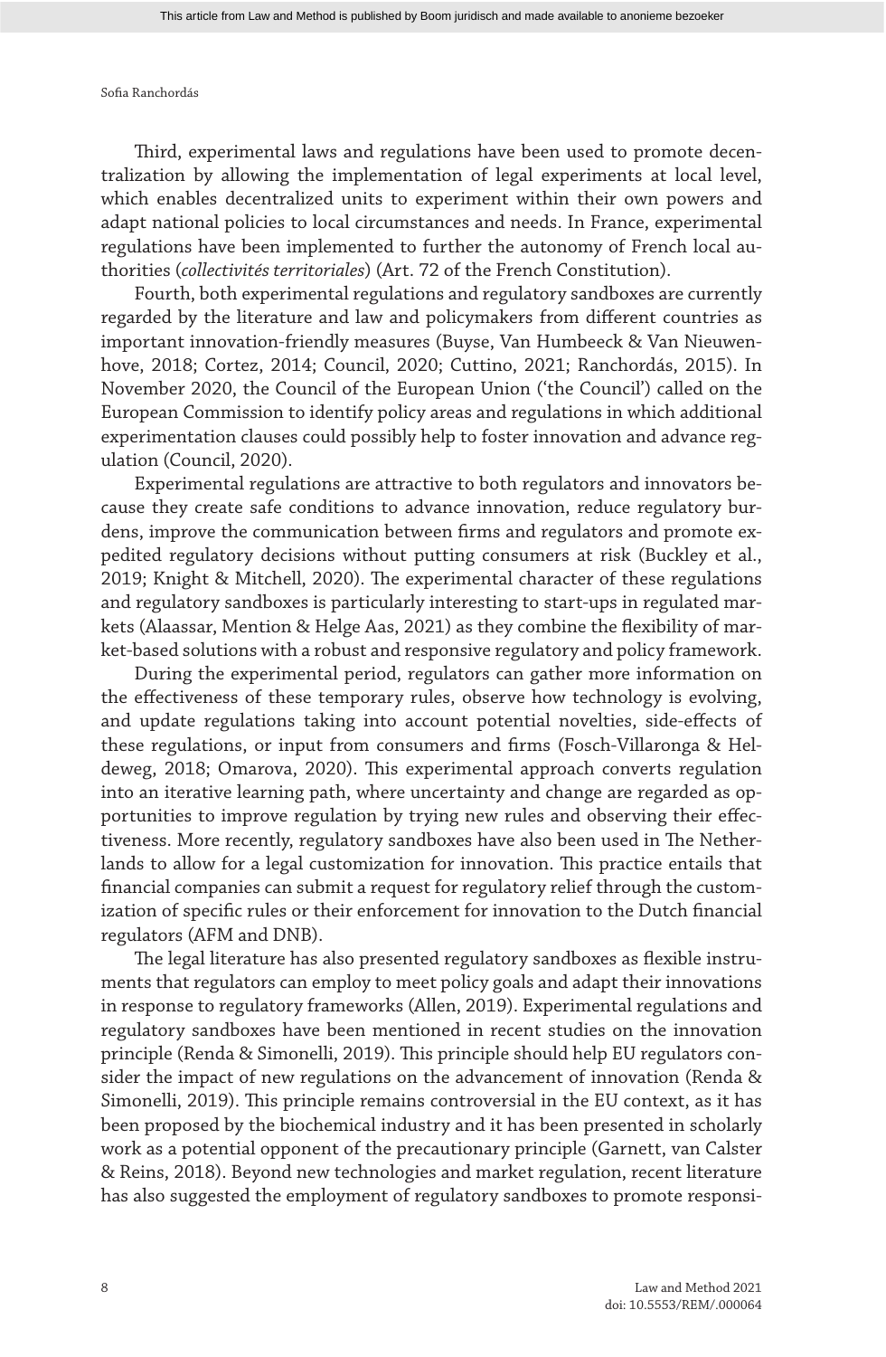Third, experimental laws and regulations have been used to promote decentralization by allowing the implementation of legal experiments at local level, which enables decentralized units to experiment within their own powers and adapt national policies to local circumstances and needs. In France, experimental regulations have been implemented to further the autonomy of French local authorities (*collectivités territoriales*) (Art. 72 of the French Constitution).

Fourth, both experimental regulations and regulatory sandboxes are currently regarded by the literature and law and policymakers from different countries as important innovation-friendly measures (Buyse, Van Humbeeck & Van Nieuwenhove, 2018; Cortez, 2014; Council, 2020; Cuttino, 2021; Ranchordás, 2015). In November 2020, the Council of the European Union ('the Council') called on the European Commission to identify policy areas and regulations in which additional experimentation clauses could possibly help to foster innovation and advance regulation (Council, 2020).

Experimental regulations are attractive to both regulators and innovators because they create safe conditions to advance innovation, reduce regulatory burdens, improve the communication between firms and regulators and promote expedited regulatory decisions without putting consumers at risk (Buckley et al., 2019; Knight & Mitchell, 2020). The experimental character of these regulations and regulatory sandboxes is particularly interesting to start-ups in regulated markets (Alaassar, Mention & Helge Aas, 2021) as they combine the flexibility of market-based solutions with a robust and responsive regulatory and policy framework.

During the experimental period, regulators can gather more information on the effectiveness of these temporary rules, observe how technology is evolving, and update regulations taking into account potential novelties, side-effects of these regulations, or input from consumers and firms (Fosch-Villaronga & Heldeweg, 2018; Omarova, 2020). This experimental approach converts regulation into an iterative learning path, where uncertainty and change are regarded as opportunities to improve regulation by trying new rules and observing their effectiveness. More recently, regulatory sandboxes have also been used in The Netherlands to allow for a legal customization for innovation. This practice entails that financial companies can submit a request for regulatory relief through the customization of specific rules or their enforcement for innovation to the Dutch financial regulators (AFM and DNB).

The legal literature has also presented regulatory sandboxes as flexible instruments that regulators can employ to meet policy goals and adapt their innovations in response to regulatory frameworks (Allen, 2019). Experimental regulations and regulatory sandboxes have been mentioned in recent studies on the innovation principle (Renda & Simonelli, 2019). This principle should help EU regulators consider the impact of new regulations on the advancement of innovation (Renda & Simonelli, 2019). This principle remains controversial in the EU context, as it has been proposed by the biochemical industry and it has been presented in scholarly work as a potential opponent of the precautionary principle (Garnett, van Calster & Reins, 2018). Beyond new technologies and market regulation, recent literature has also suggested the employment of regulatory sandboxes to promote responsi-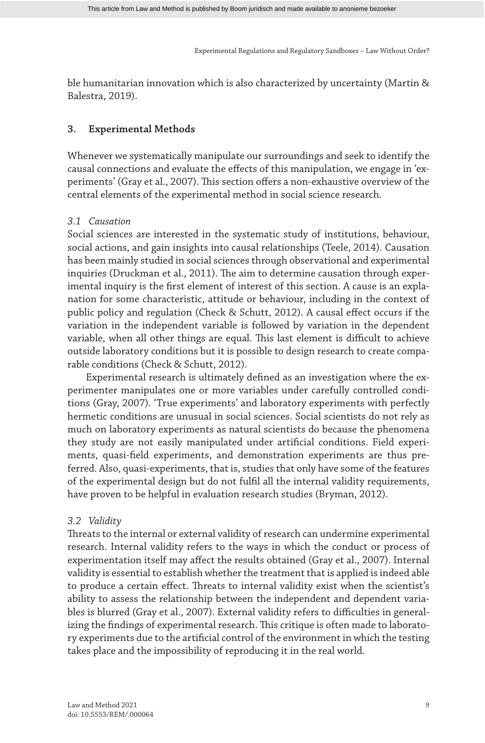ble humanitarian innovation which is also characterized by uncertainty (Martin & Balestra, 2019).

## 3. Experimental Methods

Whenever we systematically manipulate our surroundings and seek to identify the causal connections and evaluate the effects of this manipulation, we engage in 'experiments' (Gray et al., 2007). This section offers a non-exhaustive overview of the central elements of the experimental method in social science research.

### *3.1 Causation*

Social sciences are interested in the systematic study of institutions, behaviour, social actions, and gain insights into causal relationships (Teele, 2014). Causation has been mainly studied in social sciences through observational and experimental inquiries (Druckman et al., 2011). The aim to determine causation through experimental inquiry is the first element of interest of this section. A cause is an explanation for some characteristic, attitude or behaviour, including in the context of public policy and regulation (Check & Schutt, 2012). A causal effect occurs if the variation in the independent variable is followed by variation in the dependent variable, when all other things are equal. This last element is difficult to achieve outside laboratory conditions but it is possible to design research to create comparable conditions (Check & Schutt, 2012).

Experimental research is ultimately defined as an investigation where the experimenter manipulates one or more variables under carefully controlled conditions (Gray, 2007). 'True experiments' and laboratory experiments with perfectly hermetic conditions are unusual in social sciences. Social scientists do not rely as much on laboratory experiments as natural scientists do because the phenomena they study are not easily manipulated under artificial conditions. Field experiments, quasi-field experiments, and demonstration experiments are thus preferred. Also, quasi-experiments, that is, studies that only have some of the features of the experimental design but do not fulfil all the internal validity requirements, have proven to be helpful in evaluation research studies (Bryman, 2012).

### *3.2 Validity*

Threats to the internal or external validity of research can undermine experimental research. Internal validity refers to the ways in which the conduct or process of experimentation itself may affect the results obtained (Gray et al., 2007). Internal validity is essential to establish whether the treatment that is applied is indeed able to produce a certain effect. Threats to internal validity exist when the scientist's ability to assess the relationship between the independent and dependent variables is blurred (Gray et al., 2007). External validity refers to difficulties in generalizing the findings of experimental research. This critique is often made to laboratory experiments due to the artificial control of the environment in which the testing takes place and the impossibility of reproducing it in the real world.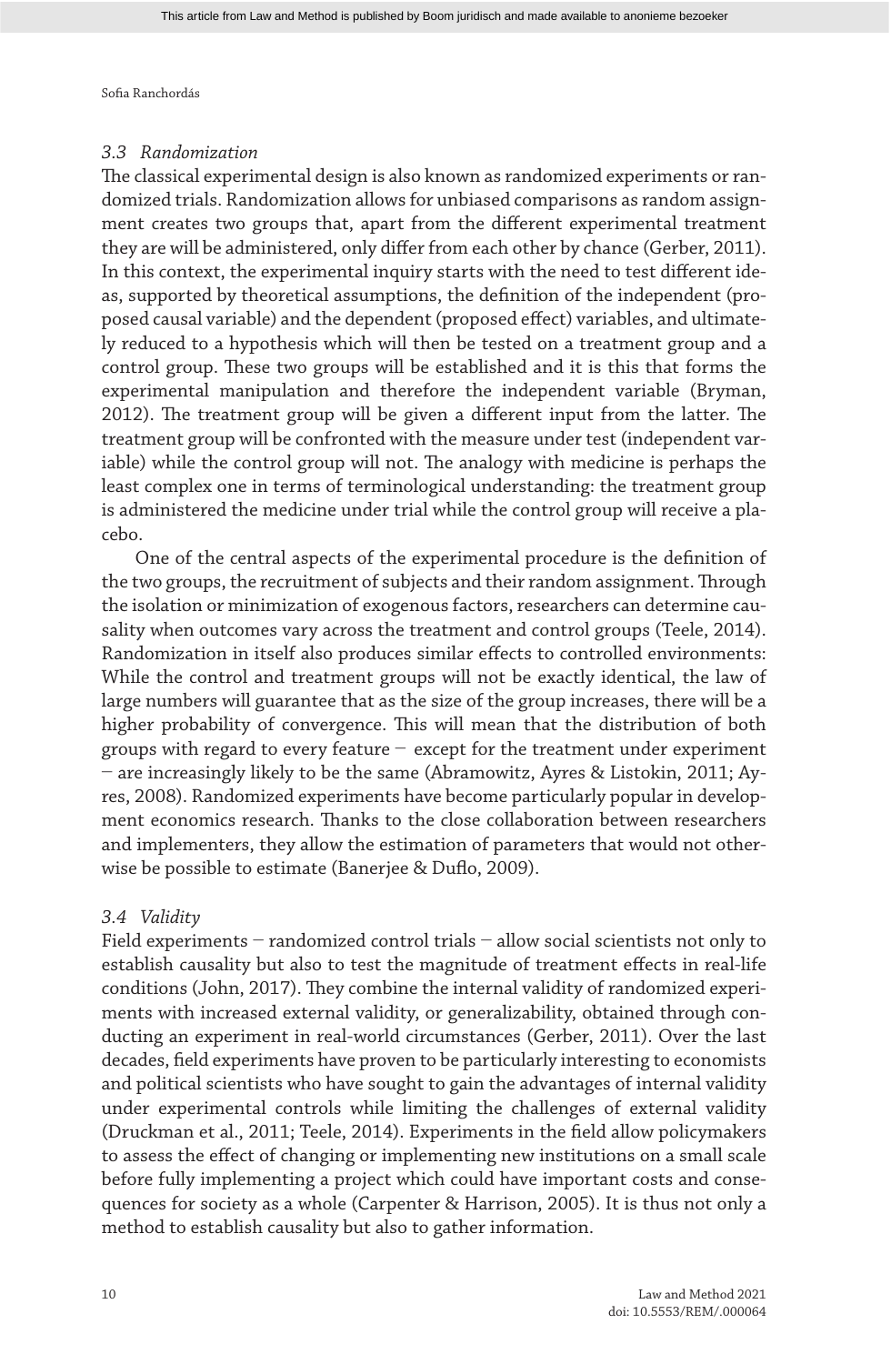### *3.3 Randomization*

The classical experimental design is also known as randomized experiments or randomized trials. Randomization allows for unbiased comparisons as random assignment creates two groups that, apart from the different experimental treatment they are will be administered, only differ from each other by chance (Gerber, 2011). In this context, the experimental inquiry starts with the need to test different ideas, supported by theoretical assumptions, the definition of the independent (proposed causal variable) and the dependent (proposed effect) variables, and ultimately reduced to a hypothesis which will then be tested on a treatment group and a control group. These two groups will be established and it is this that forms the experimental manipulation and therefore the independent variable (Bryman, 2012). The treatment group will be given a different input from the latter. The treatment group will be confronted with the measure under test (independent variable) while the control group will not. The analogy with medicine is perhaps the least complex one in terms of terminological understanding: the treatment group is administered the medicine under trial while the control group will receive a placebo.

One of the central aspects of the experimental procedure is the definition of the two groups, the recruitment of subjects and their random assignment. Through the isolation or minimization of exogenous factors, researchers can determine causality when outcomes vary across the treatment and control groups (Teele, 2014). Randomization in itself also produces similar effects to controlled environments: While the control and treatment groups will not be exactly identical, the law of large numbers will guarantee that as the size of the group increases, there will be a higher probability of convergence. This will mean that the distribution of both groups with regard to every feature – except for the treatment under experiment – are increasingly likely to be the same (Abramowitz, Ayres & Listokin, 2011; Ayres, 2008). Randomized experiments have become particularly popular in development economics research. Thanks to the close collaboration between researchers and implementers, they allow the estimation of parameters that would not otherwise be possible to estimate (Banerjee & Duflo, 2009).

### *3.4 Validity*

Field experiments – randomized control trials – allow social scientists not only to establish causality but also to test the magnitude of treatment effects in real-life conditions (John, 2017). They combine the internal validity of randomized experiments with increased external validity, or generalizability, obtained through conducting an experiment in real-world circumstances (Gerber, 2011). Over the last decades, field experiments have proven to be particularly interesting to economists and political scientists who have sought to gain the advantages of internal validity under experimental controls while limiting the challenges of external validity (Druckman et al., 2011; Teele, 2014). Experiments in the field allow policymakers to assess the effect of changing or implementing new institutions on a small scale before fully implementing a project which could have important costs and consequences for society as a whole (Carpenter & Harrison, 2005). It is thus not only a method to establish causality but also to gather information.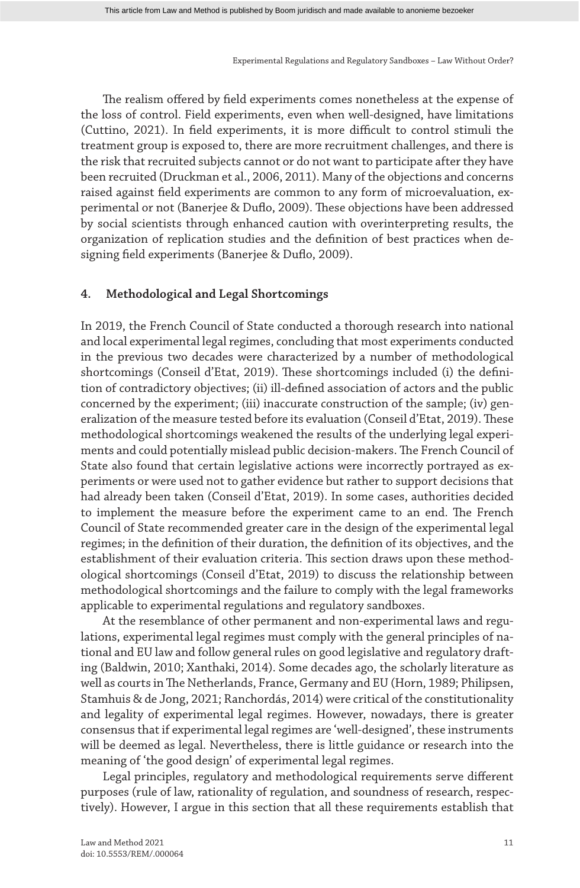The realism offered by field experiments comes nonetheless at the expense of the loss of control. Field experiments, even when well-designed, have limitations (Cuttino, 2021). In field experiments, it is more difficult to control stimuli the treatment group is exposed to, there are more recruitment challenges, and there is the risk that recruited subjects cannot or do not want to participate after they have been recruited (Druckman et al., 2006, 2011). Many of the objections and concerns raised against field experiments are common to any form of microevaluation, experimental or not (Banerjee & Duflo, 2009). These objections have been addressed by social scientists through enhanced caution with overinterpreting results, the organization of replication studies and the definition of best practices when designing field experiments (Banerjee & Duflo, 2009).

## 4. Methodological and Legal Shortcomings

In 2019, the French Council of State conducted a thorough research into national and local experimental legal regimes, concluding that most experiments conducted in the previous two decades were characterized by a number of methodological shortcomings (Conseil d'Etat, 2019). These shortcomings included (i) the definition of contradictory objectives; (ii) ill-defined association of actors and the public concerned by the experiment; (iii) inaccurate construction of the sample; (iv) generalization of the measure tested before its evaluation (Conseil d'Etat, 2019). These methodological shortcomings weakened the results of the underlying legal experiments and could potentially mislead public decision-makers. The French Council of State also found that certain legislative actions were incorrectly portrayed as experiments or were used not to gather evidence but rather to support decisions that had already been taken (Conseil d'Etat, 2019). In some cases, authorities decided to implement the measure before the experiment came to an end. The French Council of State recommended greater care in the design of the experimental legal regimes; in the definition of their duration, the definition of its objectives, and the establishment of their evaluation criteria. This section draws upon these methodological shortcomings (Conseil d'Etat, 2019) to discuss the relationship between methodological shortcomings and the failure to comply with the legal frameworks applicable to experimental regulations and regulatory sandboxes.

At the resemblance of other permanent and non-experimental laws and regulations, experimental legal regimes must comply with the general principles of national and EU law and follow general rules on good legislative and regulatory drafting (Baldwin, 2010; Xanthaki, 2014). Some decades ago, the scholarly literature as well as courts in The Netherlands, France, Germany and EU (Horn, 1989; Philipsen, Stamhuis & de Jong, 2021; Ranchordás, 2014) were critical of the constitutionality and legality of experimental legal regimes. However, nowadays, there is greater consensus that if experimental legal regimes are 'well-designed', these instruments will be deemed as legal. Nevertheless, there is little guidance or research into the meaning of 'the good design' of experimental legal regimes.

Legal principles, regulatory and methodological requirements serve different purposes (rule of law, rationality of regulation, and soundness of research, respectively). However, I argue in this section that all these requirements establish that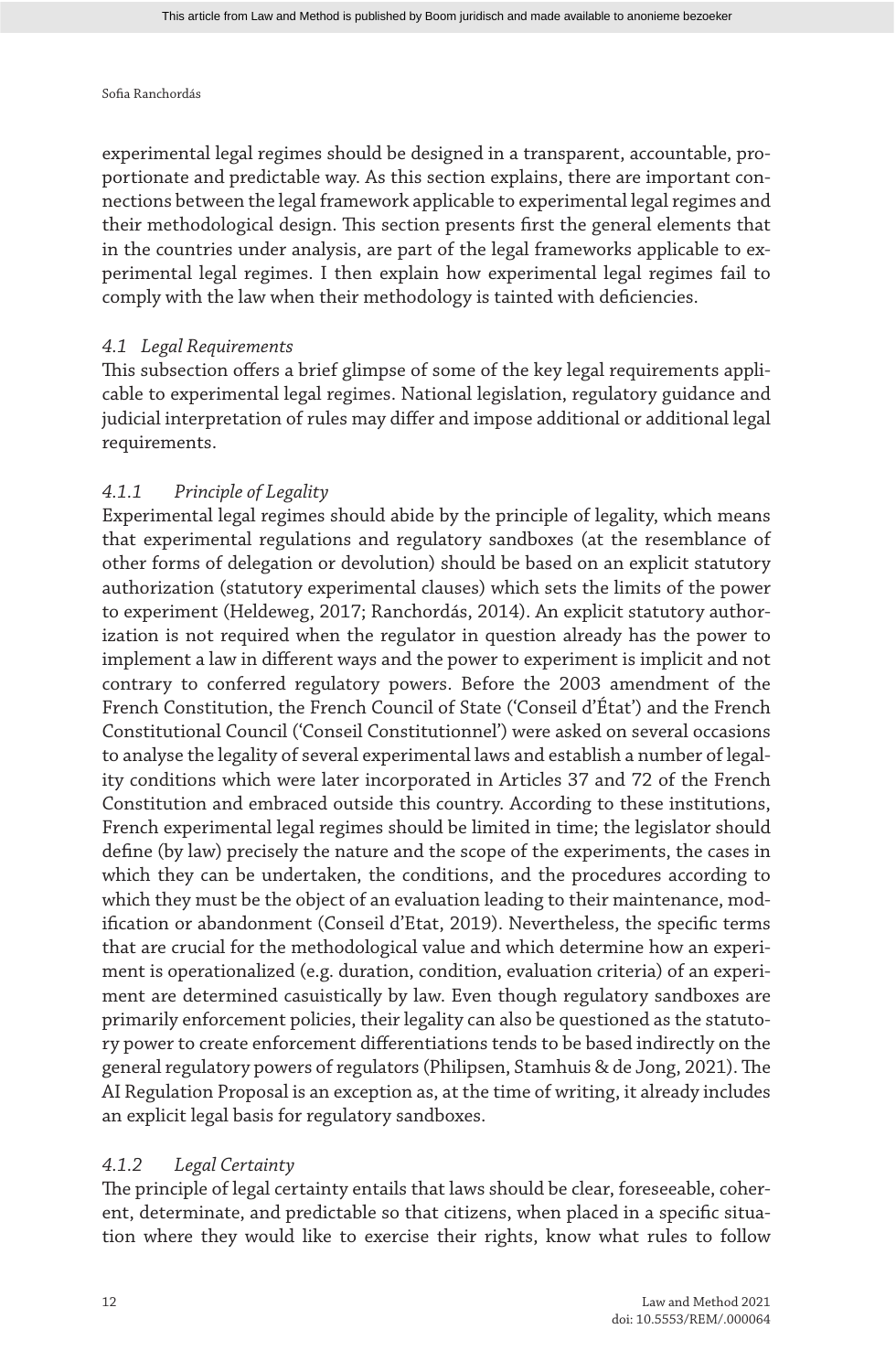experimental legal regimes should be designed in a transparent, accountable, proportionate and predictable way. As this section explains, there are important connections between the legal framework applicable to experimental legal regimes and their methodological design. This section presents first the general elements that in the countries under analysis, are part of the legal frameworks applicable to experimental legal regimes. I then explain how experimental legal regimes fail to comply with the law when their methodology is tainted with deficiencies.

### *4.1 Legal Requirements*

This subsection offers a brief glimpse of some of the key legal requirements applicable to experimental legal regimes. National legislation, regulatory guidance and judicial interpretation of rules may differ and impose additional or additional legal requirements.

#### *4.1.1 Principle of Legality*

Experimental legal regimes should abide by the principle of legality, which means that experimental regulations and regulatory sandboxes (at the resemblance of other forms of delegation or devolution) should be based on an explicit statutory authorization (statutory experimental clauses) which sets the limits of the power to experiment (Heldeweg, 2017; Ranchordás, 2014). An explicit statutory authorization is not required when the regulator in question already has the power to implement a law in different ways and the power to experiment is implicit and not contrary to conferred regulatory powers. Before the 2003 amendment of the French Constitution, the French Council of State ('Conseil d'État') and the French Constitutional Council ('Conseil Constitutionnel') were asked on several occasions to analyse the legality of several experimental laws and establish a number of legality conditions which were later incorporated in Articles 37 and 72 of the French Constitution and embraced outside this country. According to these institutions, French experimental legal regimes should be limited in time; the legislator should define (by law) precisely the nature and the scope of the experiments, the cases in which they can be undertaken, the conditions, and the procedures according to which they must be the object of an evaluation leading to their maintenance, modification or abandonment (Conseil d'Etat, 2019). Nevertheless, the specific terms that are crucial for the methodological value and which determine how an experiment is operationalized (e.g. duration, condition, evaluation criteria) of an experiment are determined casuistically by law. Even though regulatory sandboxes are primarily enforcement policies, their legality can also be questioned as the statutory power to create enforcement differentiations tends to be based indirectly on the general regulatory powers of regulators (Philipsen, Stamhuis & de Jong, 2021). The AI Regulation Proposal is an exception as, at the time of writing, it already includes an explicit legal basis for regulatory sandboxes.

#### *4.1.2 Legal Certainty*

The principle of legal certainty entails that laws should be clear, foreseeable, coherent, determinate, and predictable so that citizens, when placed in a specific situation where they would like to exercise their rights, know what rules to follow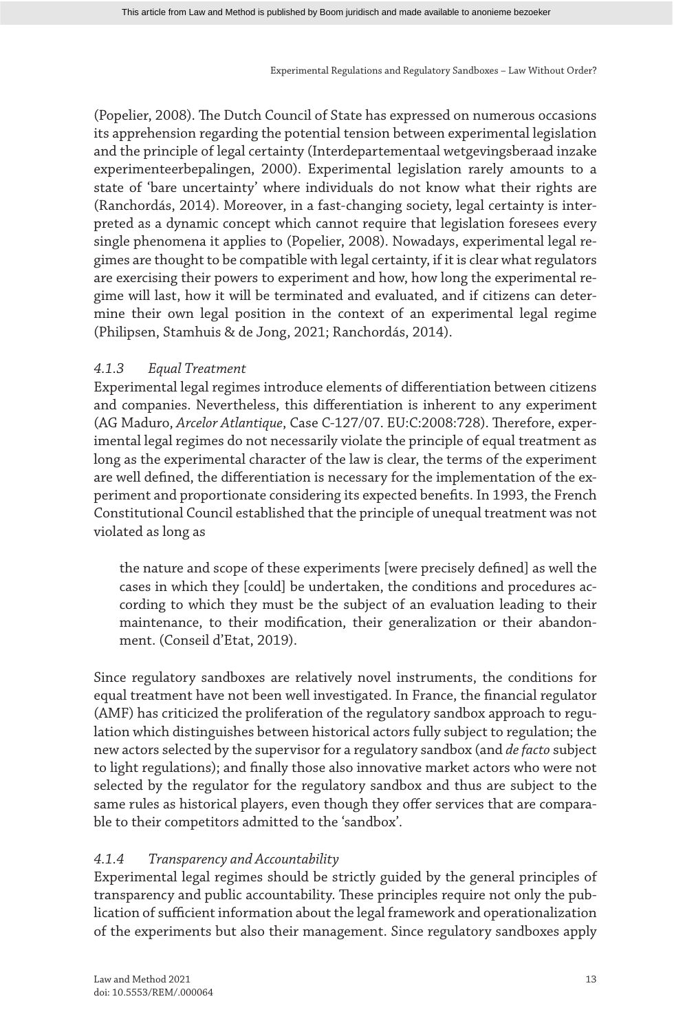(Popelier, 2008). The Dutch Council of State has expressed on numerous occasions its apprehension regarding the potential tension between experimental legislation and the principle of legal certainty (Interdepartementaal wetgevingsberaad inzake experimenteerbepalingen, 2000). Experimental legislation rarely amounts to a state of 'bare uncertainty' where individuals do not know what their rights are (Ranchordás, 2014). Moreover, in a fast-changing society, legal certainty is interpreted as a dynamic concept which cannot require that legislation foresees every single phenomena it applies to (Popelier, 2008). Nowadays, experimental legal regimes are thought to be compatible with legal certainty, if it is clear what regulators are exercising their powers to experiment and how, how long the experimental regime will last, how it will be terminated and evaluated, and if citizens can determine their own legal position in the context of an experimental legal regime (Philipsen, Stamhuis & de Jong, 2021; Ranchordás, 2014).

#### *4.1.3 Equal Treatment*

Experimental legal regimes introduce elements of differentiation between citizens and companies. Nevertheless, this differentiation is inherent to any experiment (AG Maduro, *Arcelor Atlantique*, Case C-127/07. EU:C:2008:728). Therefore, experimental legal regimes do not necessarily violate the principle of equal treatment as long as the experimental character of the law is clear, the terms of the experiment are well defined, the differentiation is necessary for the implementation of the experiment and proportionate considering its expected benefits. In 1993, the French Constitutional Council established that the principle of unequal treatment was not violated as long as

> the nature and scope of these experiments [were precisely defined] as well the cases in which they [could] be undertaken, the conditions and procedures according to which they must be the subject of an evaluation leading to their maintenance, to their modification, their generalization or their abandonment. (Conseil d'Etat, 2019).

Since regulatory sandboxes are relatively novel instruments, the conditions for equal treatment have not been well investigated. In France, the financial regulator (AMF) has criticized the proliferation of the regulatory sandbox approach to regulation which distinguishes between historical actors fully subject to regulation; the new actors selected by the supervisor for a regulatory sandbox (and *de facto* subject to light regulations); and finally those also innovative market actors who were not selected by the regulator for the regulatory sandbox and thus are subject to the same rules as historical players, even though they offer services that are comparable to their competitors admitted to the 'sandbox'.

#### *4.1.4 Transparency and Accountability*

Experimental legal regimes should be strictly guided by the general principles of transparency and public accountability. These principles require not only the publication of sufficient information about the legal framework and operationalization of the experiments but also their management. Since regulatory sandboxes apply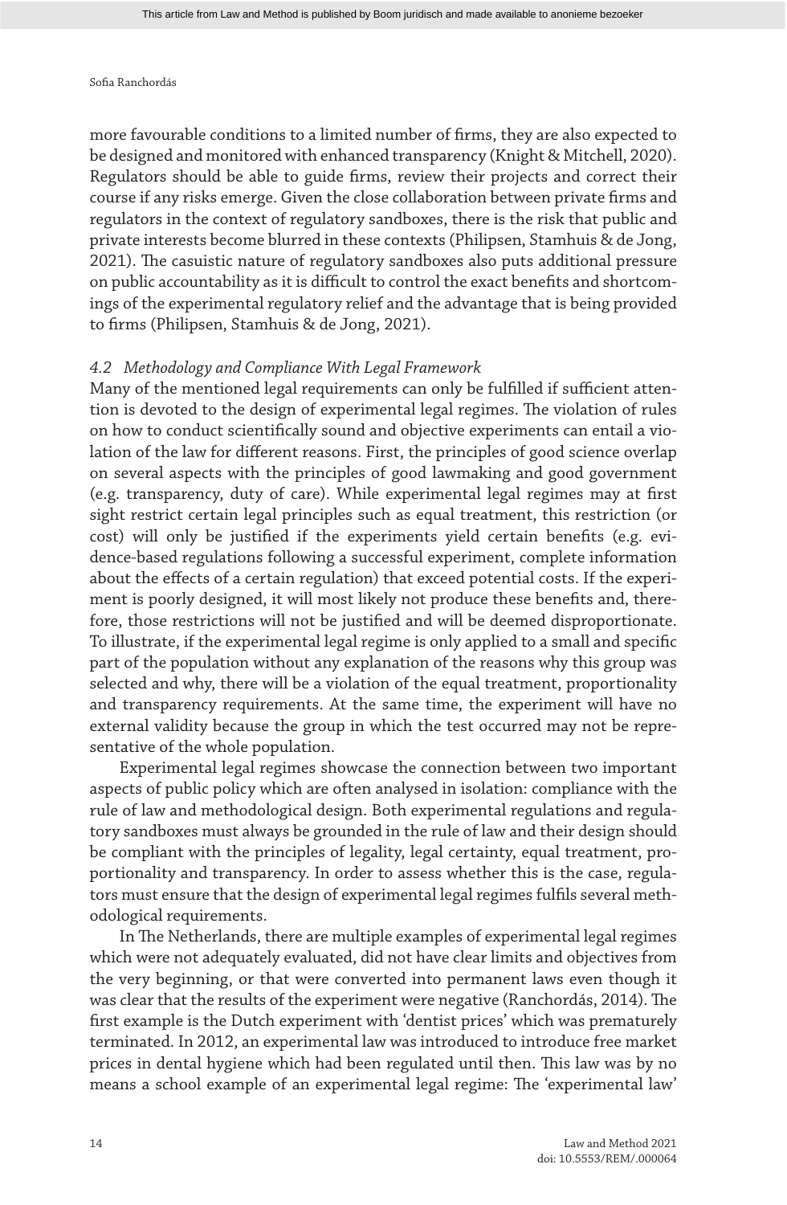more favourable conditions to a limited number of firms, they are also expected to be designed and monitored with enhanced transparency (Knight & Mitchell, 2020). Regulators should be able to guide firms, review their projects and correct their course if any risks emerge. Given the close collaboration between private firms and regulators in the context of regulatory sandboxes, there is the risk that public and private interests become blurred in these contexts (Philipsen, Stamhuis & de Jong, 2021). The casuistic nature of regulatory sandboxes also puts additional pressure on public accountability as it is difficult to control the exact benefits and shortcomings of the experimental regulatory relief and the advantage that is being provided to firms (Philipsen, Stamhuis & de Jong, 2021).

### *4.2 Methodology and Compliance With Legal Framework*

Many of the mentioned legal requirements can only be fulfilled if sufficient attention is devoted to the design of experimental legal regimes. The violation of rules on how to conduct scientifically sound and objective experiments can entail a violation of the law for different reasons. First, the principles of good science overlap on several aspects with the principles of good lawmaking and good government (e.g. transparency, duty of care). While experimental legal regimes may at first sight restrict certain legal principles such as equal treatment, this restriction (or cost) will only be justified if the experiments yield certain benefits (e.g. evidence-based regulations following a successful experiment, complete information about the effects of a certain regulation) that exceed potential costs. If the experiment is poorly designed, it will most likely not produce these benefits and, therefore, those restrictions will not be justified and will be deemed disproportionate. To illustrate, if the experimental legal regime is only applied to a small and specific part of the population without any explanation of the reasons why this group was selected and why, there will be a violation of the equal treatment, proportionality and transparency requirements. At the same time, the experiment will have no external validity because the group in which the test occurred may not be representative of the whole population.

Experimental legal regimes showcase the connection between two important aspects of public policy which are often analysed in isolation: compliance with the rule of law and methodological design. Both experimental regulations and regulatory sandboxes must always be grounded in the rule of law and their design should be compliant with the principles of legality, legal certainty, equal treatment, proportionality and transparency. In order to assess whether this is the case, regulators must ensure that the design of experimental legal regimes fulfils several methodological requirements.

In The Netherlands, there are multiple examples of experimental legal regimes which were not adequately evaluated, did not have clear limits and objectives from the very beginning, or that were converted into permanent laws even though it was clear that the results of the experiment were negative (Ranchordás, 2014). The first example is the Dutch experiment with 'dentist prices' which was prematurely terminated. In 2012, an experimental law was introduced to introduce free market prices in dental hygiene which had been regulated until then. This law was by no means a school example of an experimental legal regime: The 'experimental law'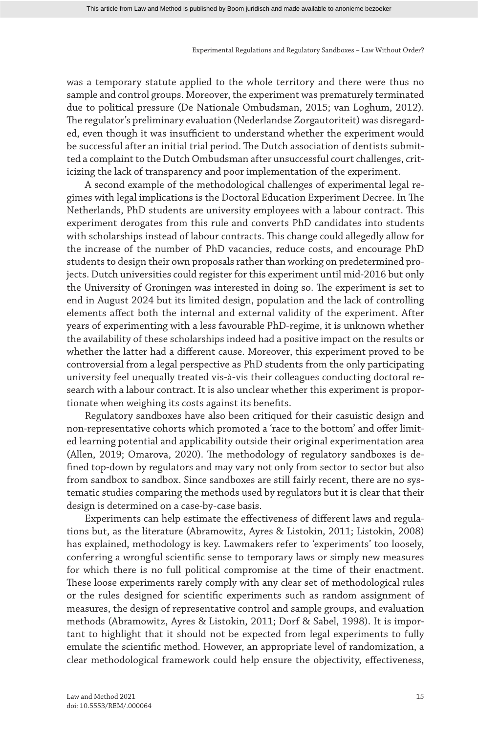was a temporary statute applied to the whole territory and there were thus no sample and control groups. Moreover, the experiment was prematurely terminated due to political pressure (De Nationale Ombudsman, 2015; van Loghum, 2012). The regulator's preliminary evaluation (Nederlandse Zorgautoriteit) was disregarded, even though it was insufficient to understand whether the experiment would be successful after an initial trial period. The Dutch association of dentists submitted a complaint to the Dutch Ombudsman after unsuccessful court challenges, criticizing the lack of transparency and poor implementation of the experiment.

A second example of the methodological challenges of experimental legal regimes with legal implications is the Doctoral Education Experiment Decree. In The Netherlands, PhD students are university employees with a labour contract. This experiment derogates from this rule and converts PhD candidates into students with scholarships instead of labour contracts. This change could allegedly allow for the increase of the number of PhD vacancies, reduce costs, and encourage PhD students to design their own proposals rather than working on predetermined projects. Dutch universities could register for this experiment until mid-2016 but only the University of Groningen was interested in doing so. The experiment is set to end in August 2024 but its limited design, population and the lack of controlling elements affect both the internal and external validity of the experiment. After years of experimenting with a less favourable PhD-regime, it is unknown whether the availability of these scholarships indeed had a positive impact on the results or whether the latter had a different cause. Moreover, this experiment proved to be controversial from a legal perspective as PhD students from the only participating university feel unequally treated vis-à-vis their colleagues conducting doctoral research with a labour contract. It is also unclear whether this experiment is proportionate when weighing its costs against its benefits.

Regulatory sandboxes have also been critiqued for their casuistic design and non-representative cohorts which promoted a 'race to the bottom' and offer limited learning potential and applicability outside their original experimentation area (Allen, 2019; Omarova, 2020). The methodology of regulatory sandboxes is defined top-down by regulators and may vary not only from sector to sector but also from sandbox to sandbox. Since sandboxes are still fairly recent, there are no systematic studies comparing the methods used by regulators but it is clear that their design is determined on a case-by-case basis.

Experiments can help estimate the effectiveness of different laws and regulations but, as the literature (Abramowitz, Ayres & Listokin, 2011; Listokin, 2008) has explained, methodology is key. Lawmakers refer to 'experiments' too loosely, conferring a wrongful scientific sense to temporary laws or simply new measures for which there is no full political compromise at the time of their enactment. These loose experiments rarely comply with any clear set of methodological rules or the rules designed for scientific experiments such as random assignment of measures, the design of representative control and sample groups, and evaluation methods (Abramowitz, Ayres & Listokin, 2011; Dorf & Sabel, 1998). It is important to highlight that it should not be expected from legal experiments to fully emulate the scientific method. However, an appropriate level of randomization, a clear methodological framework could help ensure the objectivity, effectiveness,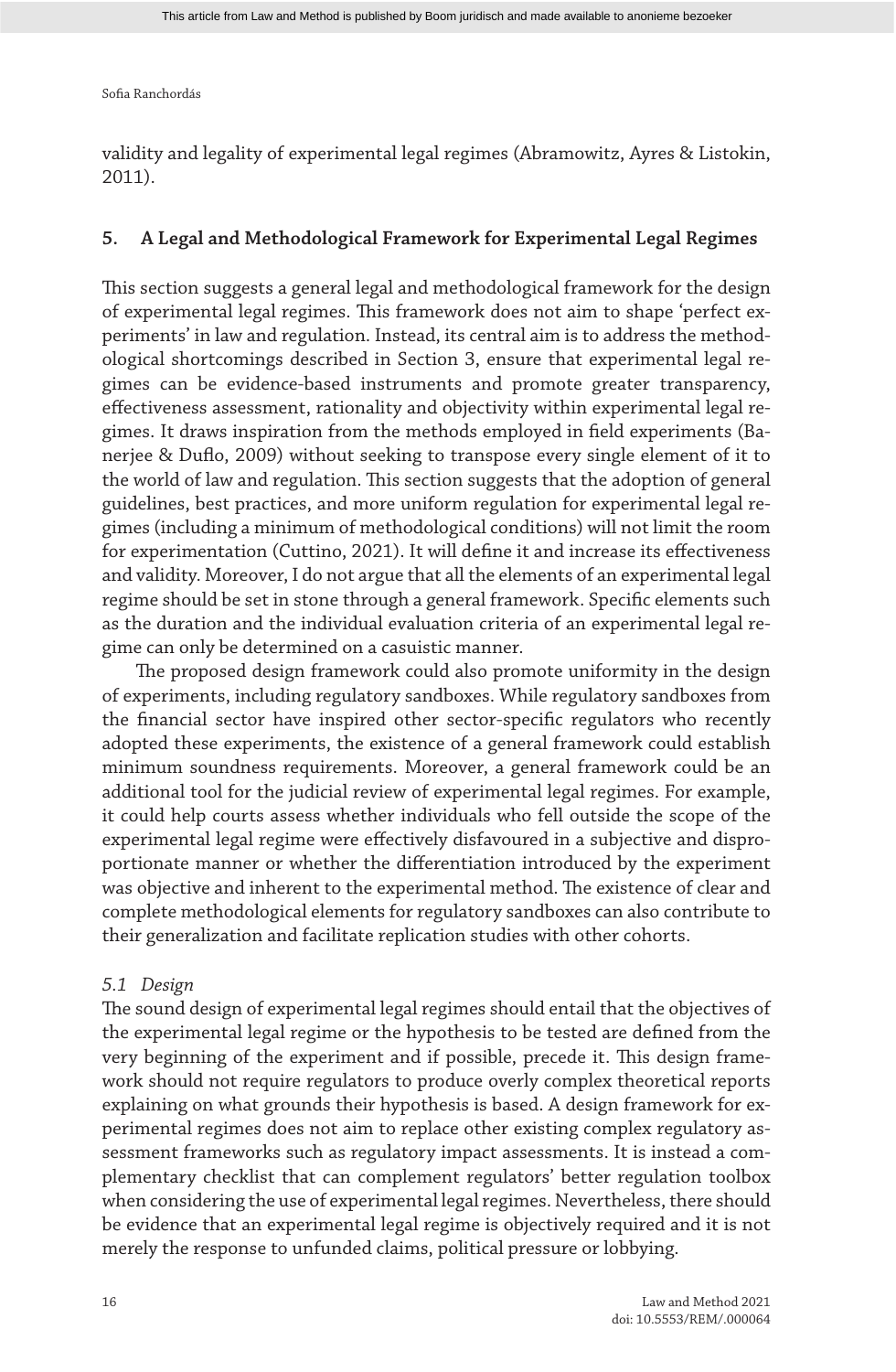validity and legality of experimental legal regimes (Abramowitz, Ayres & Listokin, 2011).

## 5. A Legal and Methodological Framework for Experimental Legal Regimes

This section suggests a general legal and methodological framework for the design of experimental legal regimes. This framework does not aim to shape 'perfect experiments' in law and regulation. Instead, its central aim is to address the methodological shortcomings described in Section 3, ensure that experimental legal regimes can be evidence-based instruments and promote greater transparency, effectiveness assessment, rationality and objectivity within experimental legal regimes. It draws inspiration from the methods employed in field experiments (Banerjee & Duflo, 2009) without seeking to transpose every single element of it to the world of law and regulation. This section suggests that the adoption of general guidelines, best practices, and more uniform regulation for experimental legal regimes (including a minimum of methodological conditions) will not limit the room for experimentation (Cuttino, 2021). It will define it and increase its effectiveness and validity. Moreover, I do not argue that all the elements of an experimental legal regime should be set in stone through a general framework. Specific elements such as the duration and the individual evaluation criteria of an experimental legal regime can only be determined on a casuistic manner.

The proposed design framework could also promote uniformity in the design of experiments, including regulatory sandboxes. While regulatory sandboxes from the financial sector have inspired other sector-specific regulators who recently adopted these experiments, the existence of a general framework could establish minimum soundness requirements. Moreover, a general framework could be an additional tool for the judicial review of experimental legal regimes. For example, it could help courts assess whether individuals who fell outside the scope of the experimental legal regime were effectively disfavoured in a subjective and disproportionate manner or whether the differentiation introduced by the experiment was objective and inherent to the experimental method. The existence of clear and complete methodological elements for regulatory sandboxes can also contribute to their generalization and facilitate replication studies with other cohorts.

### *5.1 Design*

The sound design of experimental legal regimes should entail that the objectives of the experimental legal regime or the hypothesis to be tested are defined from the very beginning of the experiment and if possible, precede it. This design framework should not require regulators to produce overly complex theoretical reports explaining on what grounds their hypothesis is based. A design framework for experimental regimes does not aim to replace other existing complex regulatory assessment frameworks such as regulatory impact assessments. It is instead a complementary checklist that can complement regulators' better regulation toolbox when considering the use of experimental legal regimes. Nevertheless, there should be evidence that an experimental legal regime is objectively required and it is not merely the response to unfunded claims, political pressure or lobbying.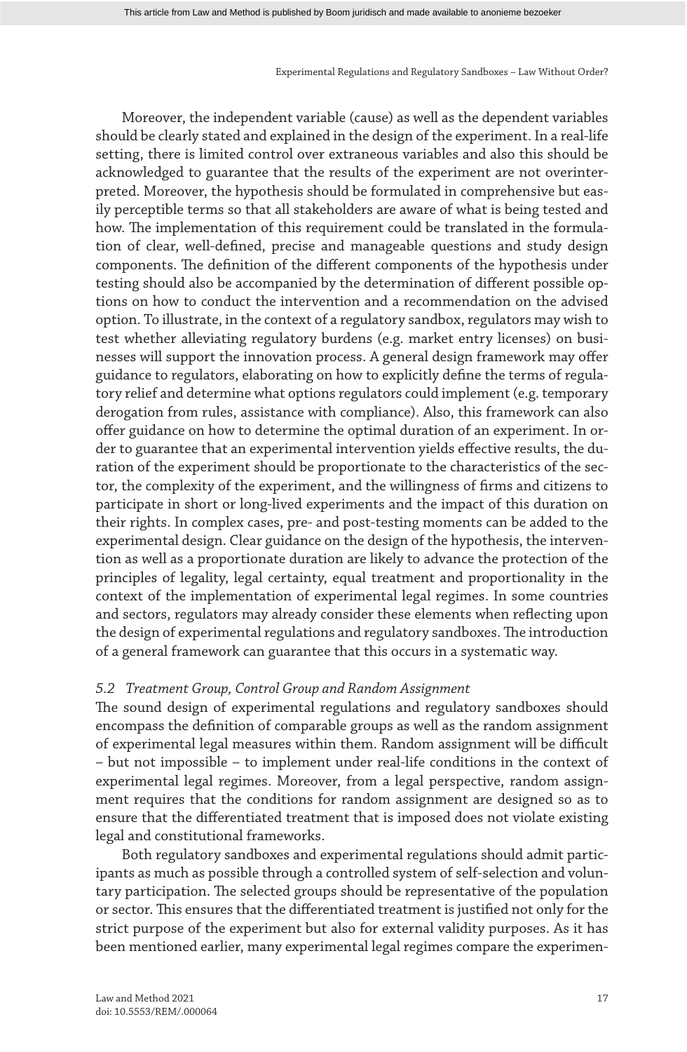Moreover, the independent variable (cause) as well as the dependent variables should be clearly stated and explained in the design of the experiment. In a real-life setting, there is limited control over extraneous variables and also this should be acknowledged to guarantee that the results of the experiment are not overinterpreted. Moreover, the hypothesis should be formulated in comprehensive but easily perceptible terms so that all stakeholders are aware of what is being tested and how. The implementation of this requirement could be translated in the formulation of clear, well-defined, precise and manageable questions and study design components. The definition of the different components of the hypothesis under testing should also be accompanied by the determination of different possible options on how to conduct the intervention and a recommendation on the advised option. To illustrate, in the context of a regulatory sandbox, regulators may wish to test whether alleviating regulatory burdens (e.g. market entry licenses) on businesses will support the innovation process. A general design framework may offer guidance to regulators, elaborating on how to explicitly define the terms of regulatory relief and determine what options regulators could implement (e.g. temporary derogation from rules, assistance with compliance). Also, this framework can also offer guidance on how to determine the optimal duration of an experiment. In order to guarantee that an experimental intervention yields effective results, the duration of the experiment should be proportionate to the characteristics of the sector, the complexity of the experiment, and the willingness of firms and citizens to participate in short or long-lived experiments and the impact of this duration on their rights. In complex cases, pre- and post-testing moments can be added to the experimental design. Clear guidance on the design of the hypothesis, the intervention as well as a proportionate duration are likely to advance the protection of the principles of legality, legal certainty, equal treatment and proportionality in the context of the implementation of experimental legal regimes. In some countries and sectors, regulators may already consider these elements when reflecting upon the design of experimental regulations and regulatory sandboxes. The introduction of a general framework can guarantee that this occurs in a systematic way.

### *5.2 Treatment Group, Control Group and Random Assignment*

The sound design of experimental regulations and regulatory sandboxes should encompass the definition of comparable groups as well as the random assignment of experimental legal measures within them. Random assignment will be difficult – but not impossible – to implement under real-life conditions in the context of experimental legal regimes. Moreover, from a legal perspective, random assignment requires that the conditions for random assignment are designed so as to ensure that the differentiated treatment that is imposed does not violate existing legal and constitutional frameworks.

Both regulatory sandboxes and experimental regulations should admit participants as much as possible through a controlled system of self-selection and voluntary participation. The selected groups should be representative of the population or sector. This ensures that the differentiated treatment is justified not only for the strict purpose of the experiment but also for external validity purposes. As it has been mentioned earlier, many experimental legal regimes compare the experimen-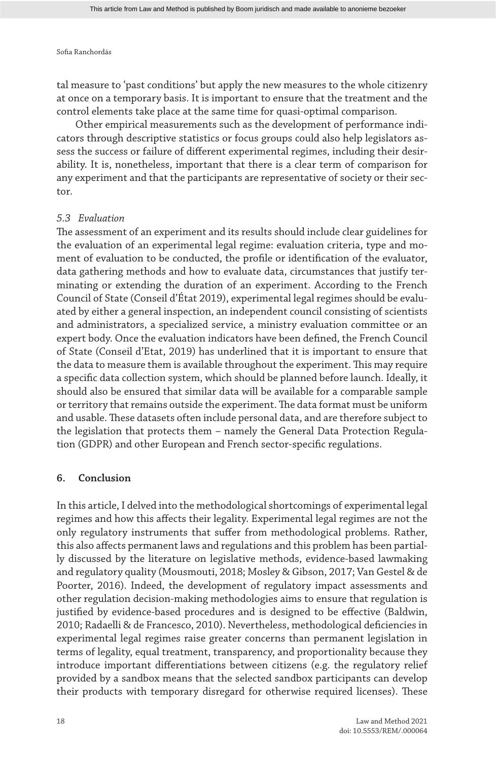tal measure to 'past conditions' but apply the new measures to the whole citizenry at once on a temporary basis. It is important to ensure that the treatment and the control elements take place at the same time for quasi-optimal comparison.

Other empirical measurements such as the development of performance indicators through descriptive statistics or focus groups could also help legislators assess the success or failure of different experimental regimes, including their desirability. It is, nonetheless, important that there is a clear term of comparison for any experiment and that the participants are representative of society or their sector.

### *5.3 Evaluation*

The assessment of an experiment and its results should include clear guidelines for the evaluation of an experimental legal regime: evaluation criteria, type and moment of evaluation to be conducted, the profile or identification of the evaluator, data gathering methods and how to evaluate data, circumstances that justify terminating or extending the duration of an experiment. According to the French Council of State (Conseil d'État 2019), experimental legal regimes should be evaluated by either a general inspection, an independent council consisting of scientists and administrators, a specialized service, a ministry evaluation committee or an expert body. Once the evaluation indicators have been defined, the French Council of State (Conseil d'Etat, 2019) has underlined that it is important to ensure that the data to measure them is available throughout the experiment. This may require a specific data collection system, which should be planned before launch. Ideally, it should also be ensured that similar data will be available for a comparable sample or territory that remains outside the experiment. The data format must be uniform and usable. These datasets often include personal data, and are therefore subject to the legislation that protects them – namely the General Data Protection Regulation (GDPR) and other European and French sector-specific regulations.

## **6. Conclusion**

In this article, I delved into the methodological shortcomings of experimental legal regimes and how this affects their legality. Experimental legal regimes are not the only regulatory instruments that suffer from methodological problems. Rather, this also affects permanent laws and regulations and this problem has been partially discussed by the literature on legislative methods, evidence-based lawmaking and regulatory quality (Mousmouti, 2018; Mosley & Gibson, 2017; Van Gestel & de Poorter, 2016). Indeed, the development of regulatory impact assessments and other regulation decision-making methodologies aims to ensure that regulation is justified by evidence-based procedures and is designed to be effective (Baldwin, 2010; Radaelli & de Francesco, 2010). Nevertheless, methodological deficiencies in experimental legal regimes raise greater concerns than permanent legislation in terms of legality, equal treatment, transparency, and proportionality because they introduce important differentiations between citizens (e.g. the regulatory relief provided by a sandbox means that the selected sandbox participants can develop their products with temporary disregard for otherwise required licenses). These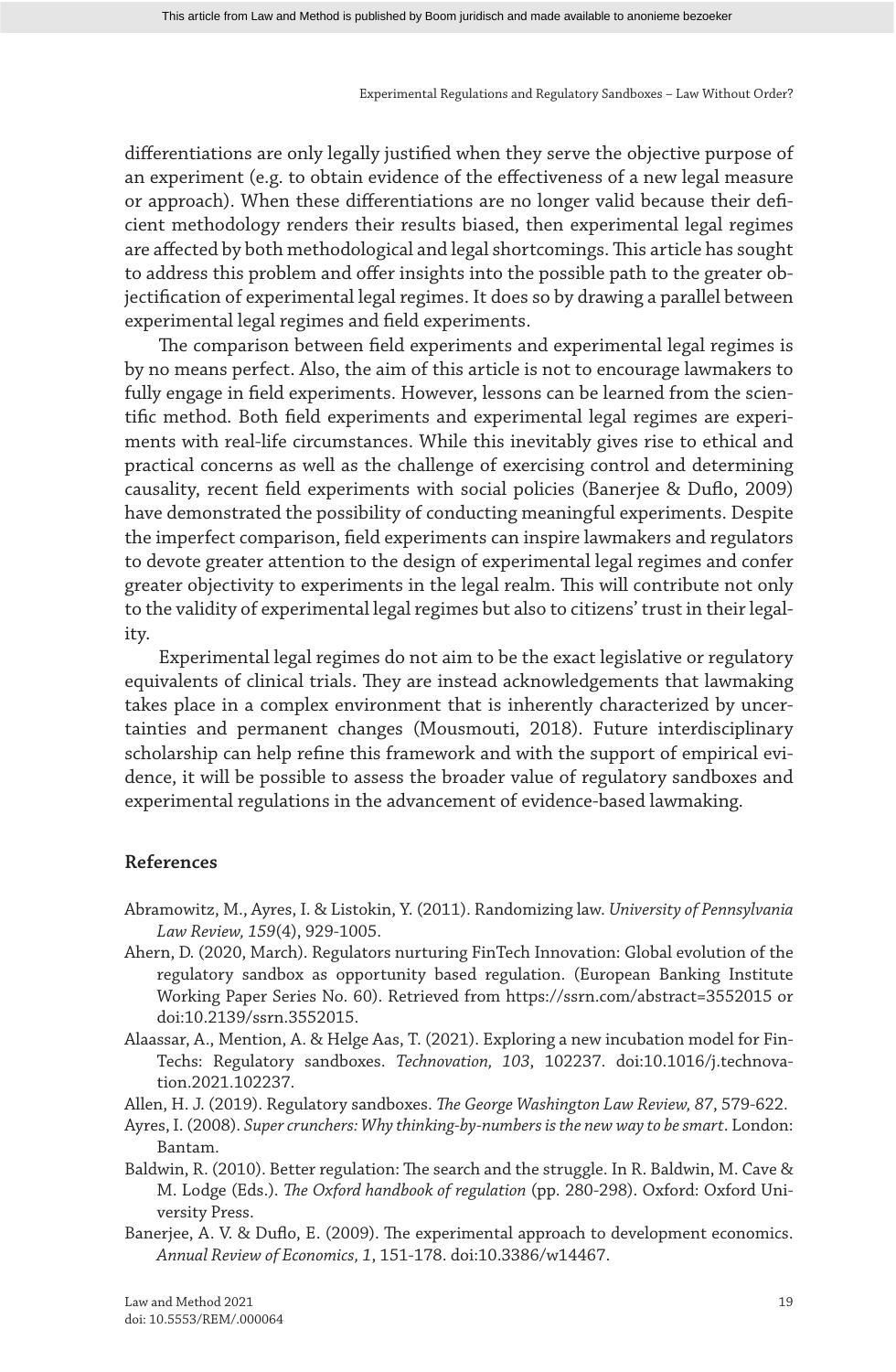differentiations are only legally justified when they serve the objective purpose of an experiment (e.g. to obtain evidence of the effectiveness of a new legal measure or approach). When these differentiations are no longer valid because their deficient methodology renders their results biased, then experimental legal regimes are affected by both methodological and legal shortcomings. This article has sought to address this problem and offer insights into the possible path to the greater objectification of experimental legal regimes. It does so by drawing a parallel between experimental legal regimes and field experiments.

The comparison between field experiments and experimental legal regimes is by no means perfect. Also, the aim of this article is not to encourage lawmakers to fully engage in field experiments. However, lessons can be learned from the scientific method. Both field experiments and experimental legal regimes are experiments with real-life circumstances. While this inevitably gives rise to ethical and practical concerns as well as the challenge of exercising control and determining causality, recent field experiments with social policies (Banerjee & Duflo, 2009) have demonstrated the possibility of conducting meaningful experiments. Despite the imperfect comparison, field experiments can inspire lawmakers and regulators to devote greater attention to the design of experimental legal regimes and confer greater objectivity to experiments in the legal realm. This will contribute not only to the validity of experimental legal regimes but also to citizens' trust in their legality.

Experimental legal regimes do not aim to be the exact legislative or regulatory equivalents of clinical trials. They are instead acknowledgements that lawmaking takes place in a complex environment that is inherently characterized by uncertainties and permanent changes (Mousmouti, 2018). Future interdisciplinary scholarship can help refine this framework and with the support of empirical evidence, it will be possible to assess the broader value of regulatory sandboxes and experimental regulations in the advancement of evidence-based lawmaking.

## References

Abramowitz, M., Ayres, I. & Listokin, Y. (2011). Randomizing law. *University of Pennsylvania Law Review, 159*(4), 929-1005.

Ahern, D. (2020, March). Regulators nurturing FinTech Innovation: Global evolution of the regulatory sandbox as opportunity based regulation. (European Banking Institute Working Paper Series No. 60). Retrieved from https://ssrn.com/abstract=3552015 or doi:10.2139/ssrn.3552015.

Alaassar, A., Mention, A. & Helge Aas, T. (2021). Exploring a new incubation model for FinTechs: Regulatory sandboxes. *Technovation, 103*, 102237. doi:10.1016/j.technovation.2021.102237.

Allen, H. J. (2019). Regulatory sandboxes. *The George Washington Law Review, 87*, 579-622.

Ayres, I. (2008). *Super crunchers: Why thinking-by-numbers is the new way to be smart*. London: Bantam.

Baldwin, R. (2010). Better regulation: The search and the struggle. In R. Baldwin, M. Cave & M. Lodge (Eds.). *The Oxford handbook of regulation* (pp. 280-298). Oxford: Oxford University Press.

Banerjee, A. V. & Duflo, E. (2009). The experimental approach to development economics. *Annual Review of Economics, 1*, 151-178. doi:10.3386/w14467.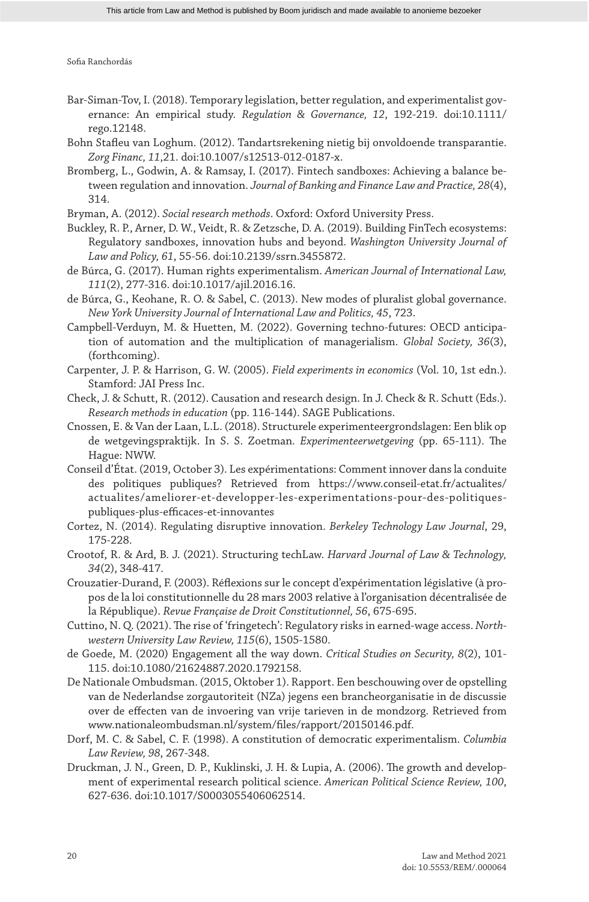Bar-Siman-Tov, I. (2018). Temporary legislation, better regulation, and experimentalist governance: An empirical study. *Regulation & Governance, 12*, 192-219. doi:10.1111/rego.12148.

Bohn Stafleu van Loghum. (2012). Tandartsrekening nietig bij onvoldoende transparantie. *Zorg Financ, 11*,21. doi:10.1007/s12513-012-0187-x.

Bromberg, L., Godwin, A. & Ramsay, I. (2017). Fintech sandboxes: Achieving a balance between regulation and innovation. *Journal of Banking and Finance Law and Practice, 28*(4), 314.

Bryman, A. (2012). *Social research methods*. Oxford: Oxford University Press.

Buckley, R. P., Arner, D. W., Veidt, R. & Zetzsche, D. A. (2019). Building FinTech ecosystems: Regulatory sandboxes, innovation hubs and beyond. *Washington University Journal of Law and Policy, 61*, 55-56. doi:10.2139/ssrn.3455872.

de Búrca, G. (2017). Human rights experimentalism. *American Journal of International Law, 111*(2), 277-316. doi:10.1017/ajil.2016.16.

de Búrca, G., Keohane, R. O. & Sabel, C. (2013). New modes of pluralist global governance. *New York University Journal of International Law and Politics, 45*, 723.

Campbell-Verduyn, M. & Huetten, M. (2022). Governing techno-futures: OECD anticipation of automation and the multiplication of managerialism. *Global Society, 36*(3), (forthcoming).

Carpenter, J. P. & Harrison, G. W. (2005). *Field experiments in economics* (Vol. 10, 1st edn.). Stamford: JAI Press Inc.

Check, J. & Schutt, R. (2012). Causation and research design. In J. Check & R. Schutt (Eds.). *Research methods in education* (pp. 116-144). SAGE Publications.

Cnossen, E. & Van der Laan, L.L. (2018). Structurele experimenteergrondslagen: Een blik op de wetgevingspraktijk. In S. S. Zoetman. *Experimenteerwetgeving* (pp. 65-111). The Hague: NWW.

Conseil d'État. (2019, October 3). Les expérimentations: Comment innover dans la conduite des politiques publiques? Retrieved from https://www.conseil-etat.fr/actualites/actualites/ameliorer-et-developper-les-experimentations-pour-des-politiques-publiques-plus-efficaces-et-innovantes

Cortez, N. (2014). Regulating disruptive innovation. *Berkeley Technology Law Journal*, 29, 175-228.

Crootof, R. & Ard, B. J. (2021). Structuring techLaw. *Harvard Journal of Law & Technology, 34*(2), 348-417.

Crouzatier-Durand, F. (2003). Réflexions sur le concept d'expérimentation législative (à propos de la loi constitutionnelle du 28 mars 2003 relative à l'organisation décentralisée de la République). *Revue Française de Droit Constitutionnel, 56*, 675-695.

Cuttino, N. Q. (2021). The rise of 'fringetech': Regulatory risks in earned-wage access. *Northwestern University Law Review, 115*(6), 1505-1580.

de Goede, M. (2020) Engagement all the way down. *Critical Studies on Security, 8*(2), 101-115. doi:10.1080/21624887.2020.1792158.

De Nationale Ombudsman. (2015, Oktober 1). Rapport. Een beschouwing over de opstelling van de Nederlandse zorgautoriteit (NZa) jegens een brancheorganisatie in de discussie over de effecten van de invoering van vrije tarieven in de mondzorg. Retrieved from www.nationaleombudsman.nl/system/files/rapport/20150146.pdf.

Dorf, M. C. & Sabel, C. F. (1998). A constitution of democratic experimentalism. *Columbia Law Review, 98*, 267-348.

Druckman, J. N., Green, D. P., Kuklinski, J. H. & Lupia, A. (2006). The growth and development of experimental research political science. *American Political Science Review, 100*, 627-636. doi:10.1017/S0003055406062514.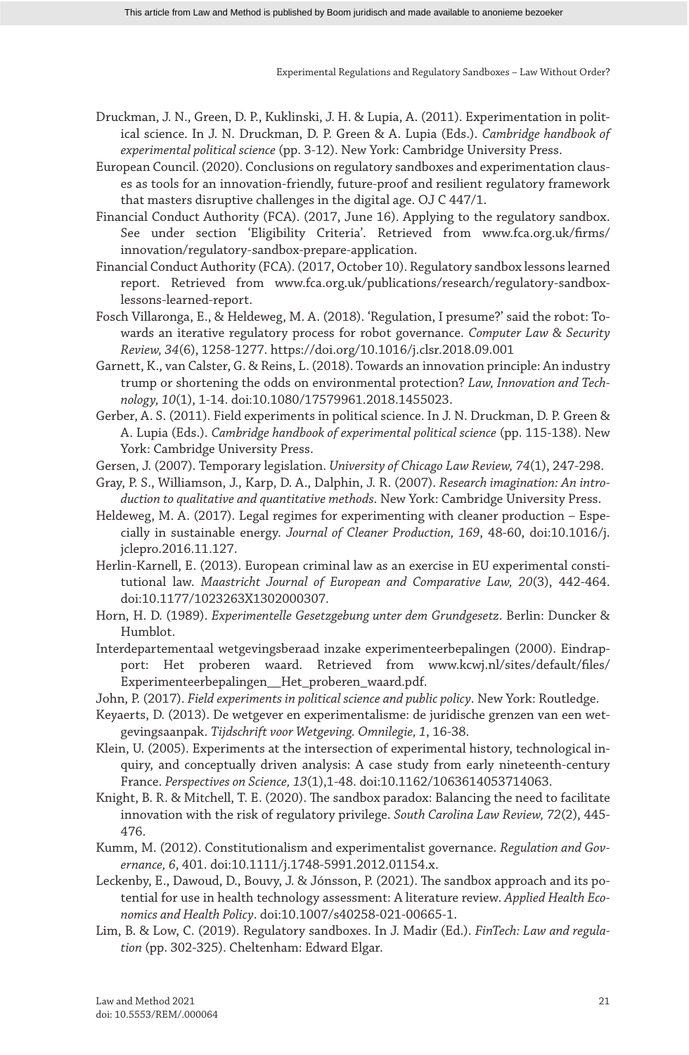Druckman, J. N., Green, D. P., Kuklinski, J. H. & Lupia, A. (2011). Experimentation in political science. In J. N. Druckman, D. P. Green & A. Lupia (Eds.). *Cambridge handbook of experimental political science* (pp. 3-12). New York: Cambridge University Press.

European Council. (2020). Conclusions on regulatory sandboxes and experimentation clauses as tools for an innovation-friendly, future-proof and resilient regulatory framework that masters disruptive challenges in the digital age. OJ C 447/1.

Financial Conduct Authority (FCA). (2017, June 16). Applying to the regulatory sandbox. See under section 'Eligibility Criteria'. Retrieved from www.fca.org.uk/firms/innovation/regulatory-sandbox-prepare-application.

Financial Conduct Authority (FCA). (2017, October 10). Regulatory sandbox lessons learned report. Retrieved from www.fca.org.uk/publications/research/regulatory-sandbox-lessons-learned-report.

Fosch Villaronga, E., & Heldeweg, M. A. (2018). 'Regulation, I presume?' said the robot: Towards an iterative regulatory process for robot governance. *Computer Law & Security Review, 34*(6), 1258-1277. https://doi.org/10.1016/j.clsr.2018.09.001

Garnett, K., van Calster, G. & Reins, L. (2018). Towards an innovation principle: An industry trump or shortening the odds on environmental protection? *Law, Innovation and Technology, 10*(1), 1-14. doi:10.1080/17579961.2018.1455023.

Gerber, A. S. (2011). Field experiments in political science. In J. N. Druckman, D. P. Green & A. Lupia (Eds.). *Cambridge handbook of experimental political science* (pp. 115-138). New York: Cambridge University Press.

Gersen, J. (2007). Temporary legislation. *University of Chicago Law Review, 74*(1), 247-298.

Gray, P. S., Williamson, J., Karp, D. A., Dalphin, J. R. (2007). *Research imagination: An introduction to qualitative and quantitative methods*. New York: Cambridge University Press.

Heldeweg, M. A. (2017). Legal regimes for experimenting with cleaner production – Especially in sustainable energy. *Journal of Cleaner Production, 169*, 48-60, doi:10.1016/j.jclepro.2016.11.127.

Herlin-Karnell, E. (2013). European criminal law as an exercise in EU experimental constitutional law. *Maastricht Journal of European and Comparative Law, 20*(3), 442-464. doi:10.1177/1023263X1302000307.

Horn, H. D. (1989). *Experimentelle Gesetzgebung unter dem Grundgesetz*. Berlin: Duncker & Humblot.

Interdepartementaal wetgevingsberaad inzake experimenteerbepalingen (2000). Eindrapport: Het proberen waard. Retrieved from www.kcwj.nl/sites/default/files/Experimenteerbepalingen__Het_proberen_waard.pdf.

John, P. (2017). *Field experiments in political science and public policy*. New York: Routledge.

Keyaerts, D. (2013). De wetgever en experimentalisme: de juridische grenzen van een wetgevingsaanpak. *Tijdschrift voor Wetgeving. Omnilegie, 1*, 16-38.

Klein, U. (2005). Experiments at the intersection of experimental history, technological inquiry, and conceptually driven analysis: A case study from early nineteenth-century France. *Perspectives on Science, 13*(1),1-48. doi:10.1162/1063614053714063.

Knight, B. R. & Mitchell, T. E. (2020). The sandbox paradox: Balancing the need to facilitate innovation with the risk of regulatory privilege. *South Carolina Law Review, 72*(2), 445-476.

Kumm, M. (2012). Constitutionalism and experimentalist governance. *Regulation and Governance, 6*, 401. doi:10.1111/j.1748-5991.2012.01154.x.

Leckenby, E., Dawoud, D., Bouvy, J. & Jónsson, P. (2021). The sandbox approach and its potential for use in health technology assessment: A literature review. *Applied Health Economics and Health Policy*. doi:10.1007/s40258-021-00665-1.

Lim, B. & Low, C. (2019). Regulatory sandboxes. In J. Madir (Ed.). *FinTech: Law and regulation* (pp. 302-325). Cheltenham: Edward Elgar.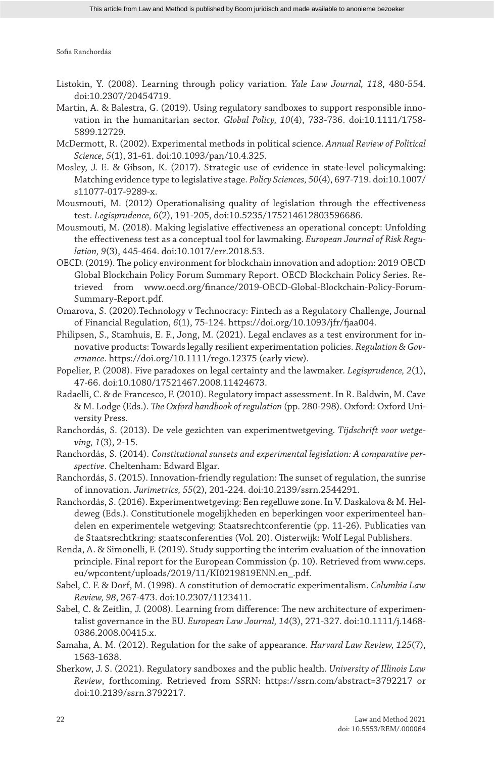Listokin, Y. (2008). Learning through policy variation. *Yale Law Journal, 118*, 480-554. doi:10.2307/20454719.

Martin, A. & Balestra, G. (2019). Using regulatory sandboxes to support responsible innovation in the humanitarian sector. *Global Policy, 10*(4), 733-736. doi:10.1111/1758-5899.12729.

McDermott, R. (2002). Experimental methods in political science. *Annual Review of Political Science, 5*(1), 31-61. doi:10.1093/pan/10.4.325.

Mosley, J. E. & Gibson, K. (2017). Strategic use of evidence in state-level policymaking: Matching evidence type to legislative stage. *Policy Sciences, 50*(4), 697-719. doi:10.1007/s11077-017-9289-x.

Mousmouti, M. (2012) Operationalising quality of legislation through the effectiveness test. *Legisprudence, 6*(2), 191-205, doi:10.5235/175214612803596686.

Mousmouti, M. (2018). Making legislative effectiveness an operational concept: Unfolding the effectiveness test as a conceptual tool for lawmaking. *European Journal of Risk Regulation, 9*(3), 445-464. doi:10.1017/err.2018.53.

OECD. (2019). The policy environment for blockchain innovation and adoption: 2019 OECD Global Blockchain Policy Forum Summary Report. OECD Blockchain Policy Series. Retrieved from www.oecd.org/finance/2019-OECD-Global-Blockchain-Policy-Forum-Summary-Report.pdf.

Omarova, S. (2020).Technology v Technocracy: Fintech as a Regulatory Challenge, Journal of Financial Regulation, *6*(1), 75-124. https://doi.org/10.1093/jfr/fjaa004.

Philipsen, S., Stamhuis, E. F., Jong, M. (2021). Legal enclaves as a test environment for innovative products: Towards legally resilient experimentation policies. *Regulation & Governance*. https://doi.org/10.1111/rego.12375 (early view).

Popelier, P. (2008). Five paradoxes on legal certainty and the lawmaker. *Legisprudence, 2*(1), 47-66. doi:10.1080/17521467.2008.11424673.

Radaelli, C. & de Francesco, F. (2010). Regulatory impact assessment. In R. Baldwin, M. Cave & M. Lodge (Eds.). *The Oxford handbook of regulation* (pp. 280-298). Oxford: Oxford University Press.

Ranchordás, S. (2013). De vele gezichten van experimentwetgeving. *Tijdschrift voor wetgeving, 1*(3), 2-15.

Ranchordás, S. (2014). *Constitutional sunsets and experimental legislation: A comparative perspective*. Cheltenham: Edward Elgar.

Ranchordás, S. (2015). Innovation-friendly regulation: The sunset of regulation, the sunrise of innovation. *Jurimetrics, 55*(2), 201-224. doi:10.2139/ssrn.2544291.

Ranchordás, S. (2016). Experimentwetgeving: Een regelluwe zone. In V. Daskalova & M. Heldeweg (Eds.). Constitutionele mogelijkheden en beperkingen voor experimenteel handelen en experimentele wetgeving: Staatsrechtconferentie (pp. 11-26). Publicaties van de Staatsrechtkring: staatsconferenties (Vol. 20). Oisterwijk: Wolf Legal Publishers.

Renda, A. & Simonelli, F. (2019). Study supporting the interim evaluation of the innovation principle. Final report for the European Commission (p. 10). Retrieved from www.ceps.eu/wpcontent/uploads/2019/11/KI0219819ENN.en_.pdf.

Sabel, C. F. & Dorf, M. (1998). A constitution of democratic experimentalism. *Columbia Law Review, 98*, 267-473. doi:10.2307/1123411.

Sabel, C. & Zeitlin, J. (2008). Learning from difference: The new architecture of experimentalist governance in the EU. *European Law Journal, 14*(3), 271-327. doi:10.1111/j.1468-0386.2008.00415.x.

Samaha, A. M. (2012). Regulation for the sake of appearance. *Harvard Law Review, 125*(7), 1563-1638.

Sherkow, J. S. (2021). Regulatory sandboxes and the public health. *University of Illinois Law Review*, forthcoming. Retrieved from SSRN: https://ssrn.com/abstract=3792217 or doi:10.2139/ssrn.3792217.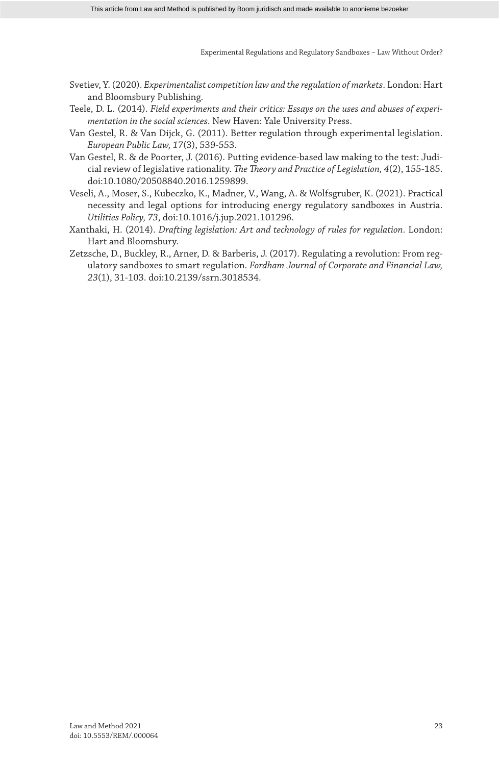Svetiev, Y. (2020). *Experimentalist competition law and the regulation of markets*. London: Hart and Bloomsbury Publishing.

Teele, D. L. (2014). *Field experiments and their critics: Essays on the uses and abuses of experimentation in the social sciences*. New Haven: Yale University Press.

Van Gestel, R. & Van Dijck, G. (2011). Better regulation through experimental legislation. *European Public Law, 17*(3), 539-553.

Van Gestel, R. & de Poorter, J. (2016). Putting evidence-based law making to the test: Judicial review of legislative rationality. *The Theory and Practice of Legislation, 4*(2), 155-185. doi:10.1080/20508840.2016.1259899.

Veseli, A., Moser, S., Kubeczko, K., Madner, V., Wang, A. & Wolfsgruber, K. (2021). Practical necessity and legal options for introducing energy regulatory sandboxes in Austria. *Utilities Policy, 73*, doi:10.1016/j.jup.2021.101296.

Xanthaki, H. (2014). *Drafting legislation: Art and technology of rules for regulation*. London: Hart and Bloomsbury.

Zetzsche, D., Buckley, R., Arner, D. & Barberis, J. (2017). Regulating a revolution: From regulatory sandboxes to smart regulation. *Fordham Journal of Corporate and Financial Law, 23*(1), 31-103. doi:10.2139/ssrn.3018534.